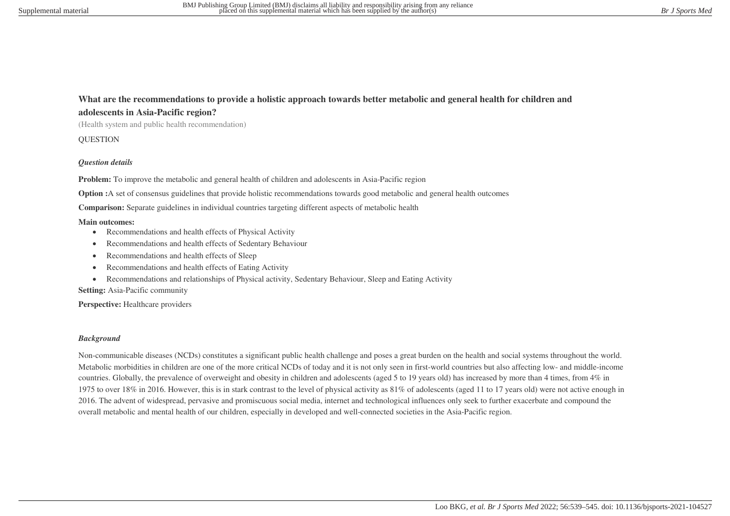## What are the recommendations to provide a holistic approach towards better metabolic and general health for children and adolescents in Asia-Pacific region?

(Health system and public health recommendation)

QUESTION

### *Question details*

**Problem:** To improve the metabolic and general health of children and adolescents in Asia-Pacific region

**Option :**A set of consensus guidelines that provide holistic recommendations towards good metabolic and general health outcomes

**Comparison:** Separate guidelines in individual countries targeting different aspects of metabolic health

**Main outcomes:**

- Recommendations and health effects of Physical Activity
- Recommendations and health effects of Sedentary Behaviour
- Recommendations and health effects of Sleep
- Recommendations and health effects of Eating Activity
- Recommendations and relationships of Physical activity, Sedentary Behaviour, Sleep and Eating Activity

**Setting:** Asia-Pacific community

**Perspective:** Healthcare providers

### *Background*

Non-communicable diseases (NCDs) constitutes a significant public health challenge and poses a great burden on the health and social systems throughout the world. Metabolic morbidities in children are one of the more critical NCDs of today and it is not only seen in first-world countries but also affecting low- and middle-income countries. Globally, the prevalence of overweight and obesity in children and adolescents (aged 5 to 19 years old) has increased by more than 4 times, from 4% in 1975 to over 18% in 2016. However, this is in stark contrast to the level of physical activity as 81% of adolescents (aged 11 to 17 years old) were not active enough in 2016. The advent of widespread, pervasive and promiscuous social media, internet and technological influences only seek to further exacerbate and compound the overall metabolic and mental health of our children, especially in developed and well-connected societies in the Asia-Pacific region.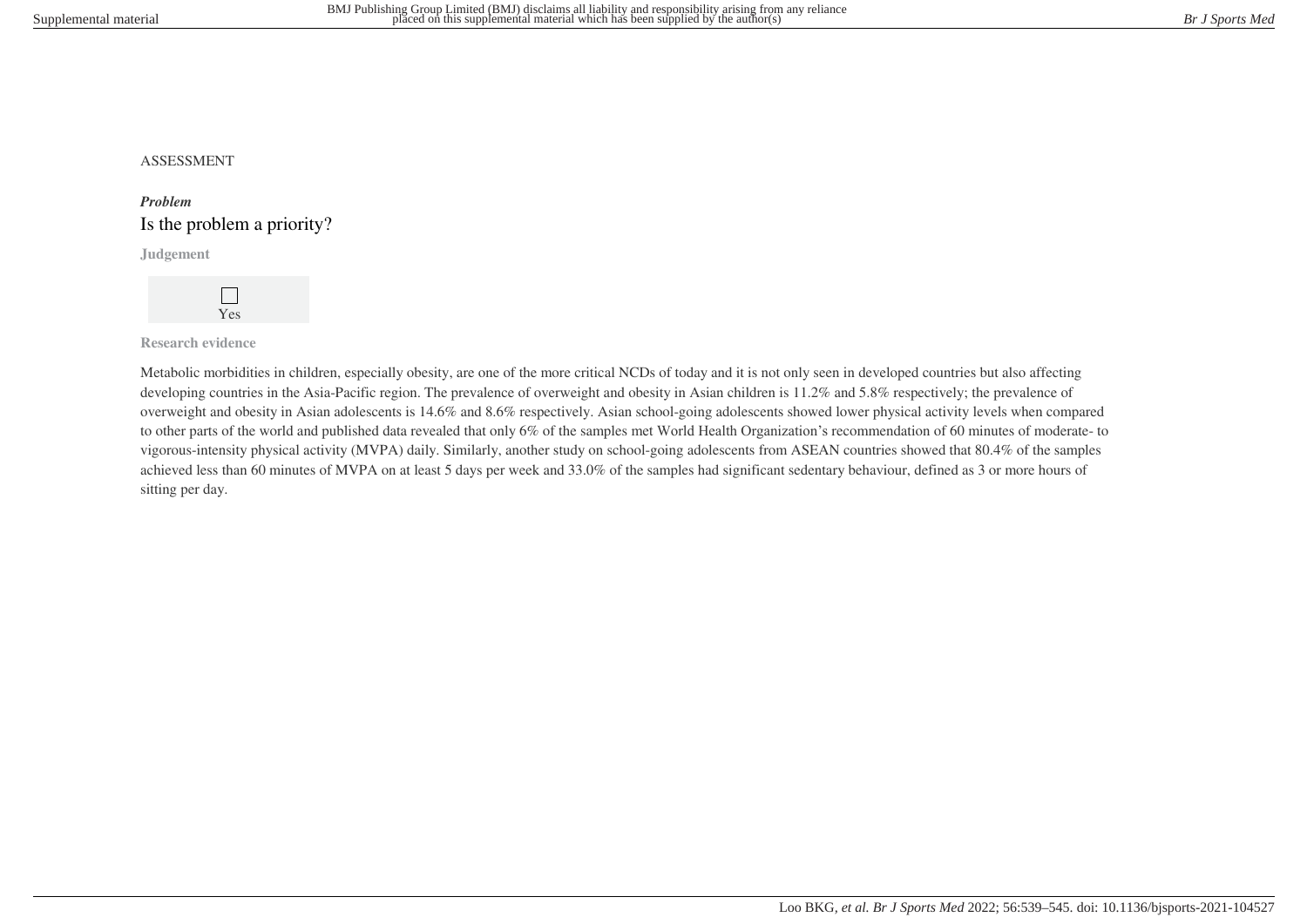ASSESSMENT

***Problem***

## Is the problem a priority?

**Judgement**

☐ Yes

**Research evidence**

Metabolic morbidities in children, especially obesity, are one of the more critical NCDs of today and it is not only seen in developed countries but also affecting developing countries in the Asia-Pacific region. The prevalence of overweight and obesity in Asian children is 11.2% and 5.8% respectively; the prevalence of overweight and obesity in Asian adolescents is 14.6% and 8.6% respectively. Asian school-going adolescents showed lower physical activity levels when compared to other parts of the world and published data revealed that only 6% of the samples met World Health Organization's recommendation of 60 minutes of moderate- to vigorous-intensity physical activity (MVPA) daily. Similarly, another study on school-going adolescents from ASEAN countries showed that 80.4% of the samples achieved less than 60 minutes of MVPA on at least 5 days per week and 33.0% of the samples had significant sedentary behaviour, defined as 3 or more hours of sitting per day.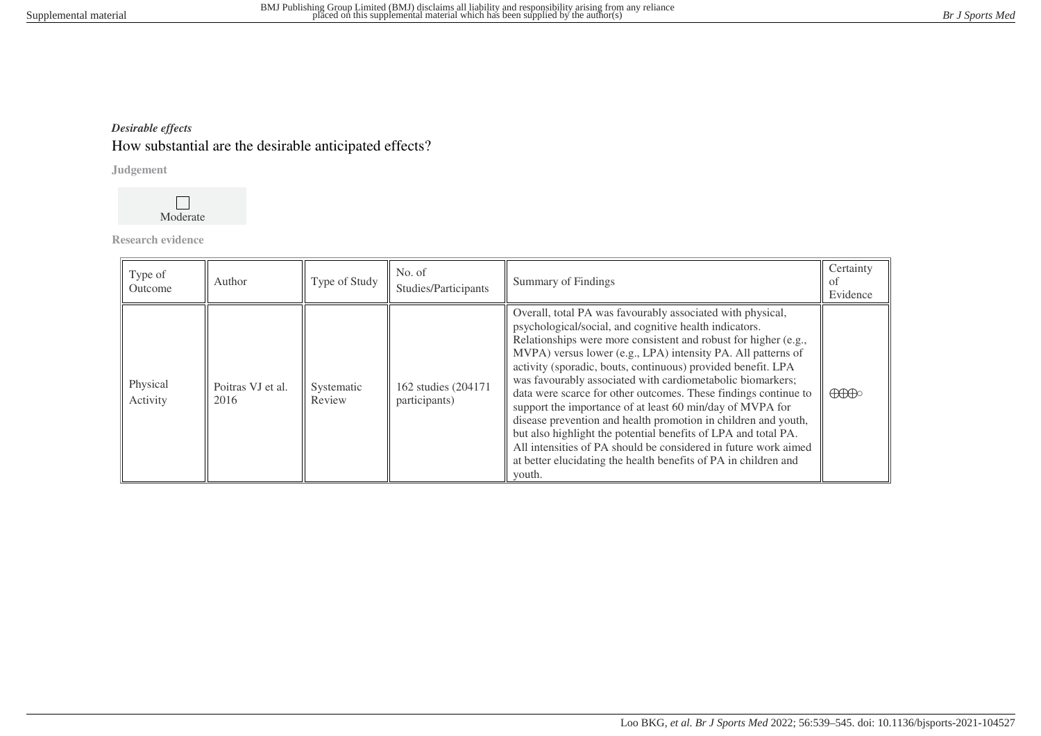***Desirable effects***

## How substantial are the desirable anticipated effects?

**Judgement**

☐ Moderate

**Research evidence**

| Type of Outcome | Author | Type of Study | No. of Studies/Participants | Summary of Findings | Certainty of Evidence |
|---|---|---|---|---|---|
| Physical Activity | Poitras VJ et al. 2016 | Systematic Review | 162 studies (204171 participants) | Overall, total PA was favourably associated with physical, psychological/social, and cognitive health indicators. Relationships were more consistent and robust for higher (e.g., MVPA) versus lower (e.g., LPA) intensity PA. All patterns of activity (sporadic, bouts, continuous) provided benefit. LPA was favourably associated with cardiometabolic biomarkers; data were scarce for other outcomes. These findings continue to support the importance of at least 60 min/day of MVPA for disease prevention and health promotion in children and youth, but also highlight the potential benefits of LPA and total PA. All intensities of PA should be considered in future work aimed at better elucidating the health benefits of PA in children and youth. | ⨁⨁⨁◯ |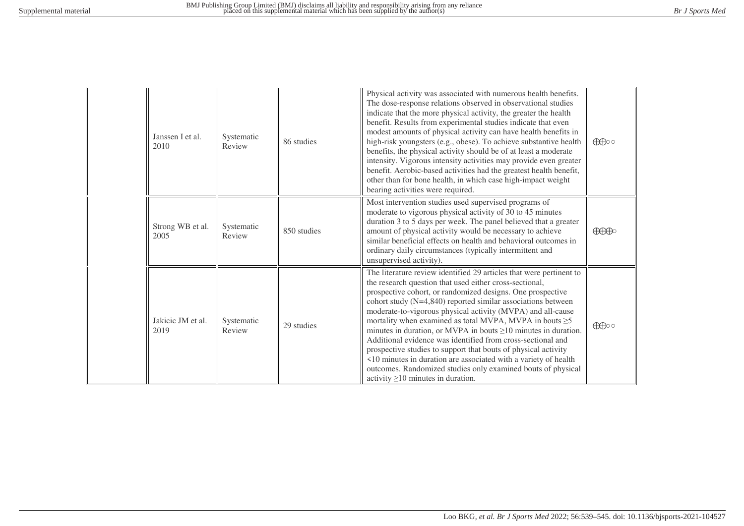| | | | | | |
|---|---|---|---|---|---|
| | Janssen I et al. 2010 | Systematic Review | 86 studies | Physical activity was associated with numerous health benefits. The dose-response relations observed in observational studies indicate that the more physical activity, the greater the health benefit. Results from experimental studies indicate that even modest amounts of physical activity can have health benefits in high-risk youngsters (e.g., obese). To achieve substantive health benefits, the physical activity should be of at least a moderate intensity. Vigorous intensity activities may provide even greater benefit. Aerobic-based activities had the greatest health benefit, other than for bone health, in which case high-impact weight bearing activities were required. | ⊕⊕○○ |
| | Strong WB et al. 2005 | Systematic Review | 850 studies | Most intervention studies used supervised programs of moderate to vigorous physical activity of 30 to 45 minutes duration 3 to 5 days per week. The panel believed that a greater amount of physical activity would be necessary to achieve similar beneficial effects on health and behavioral outcomes in ordinary daily circumstances (typically intermittent and unsupervised activity). | ⊕⊕⊕○ |
| | Jakicic JM et al. 2019 | Systematic Review | 29 studies | The literature review identified 29 articles that were pertinent to the research question that used either cross-sectional, prospective cohort, or randomized designs. One prospective cohort study (N=4,840) reported similar associations between moderate-to-vigorous physical activity (MVPA) and all-cause mortality when examined as total MVPA, MVPA in bouts ≥5 minutes in duration, or MVPA in bouts ≥10 minutes in duration. Additional evidence was identified from cross-sectional and prospective studies to support that bouts of physical activity <10 minutes in duration are associated with a variety of health outcomes. Randomized studies only examined bouts of physical activity ≥10 minutes in duration. | ⊕⊕○○ |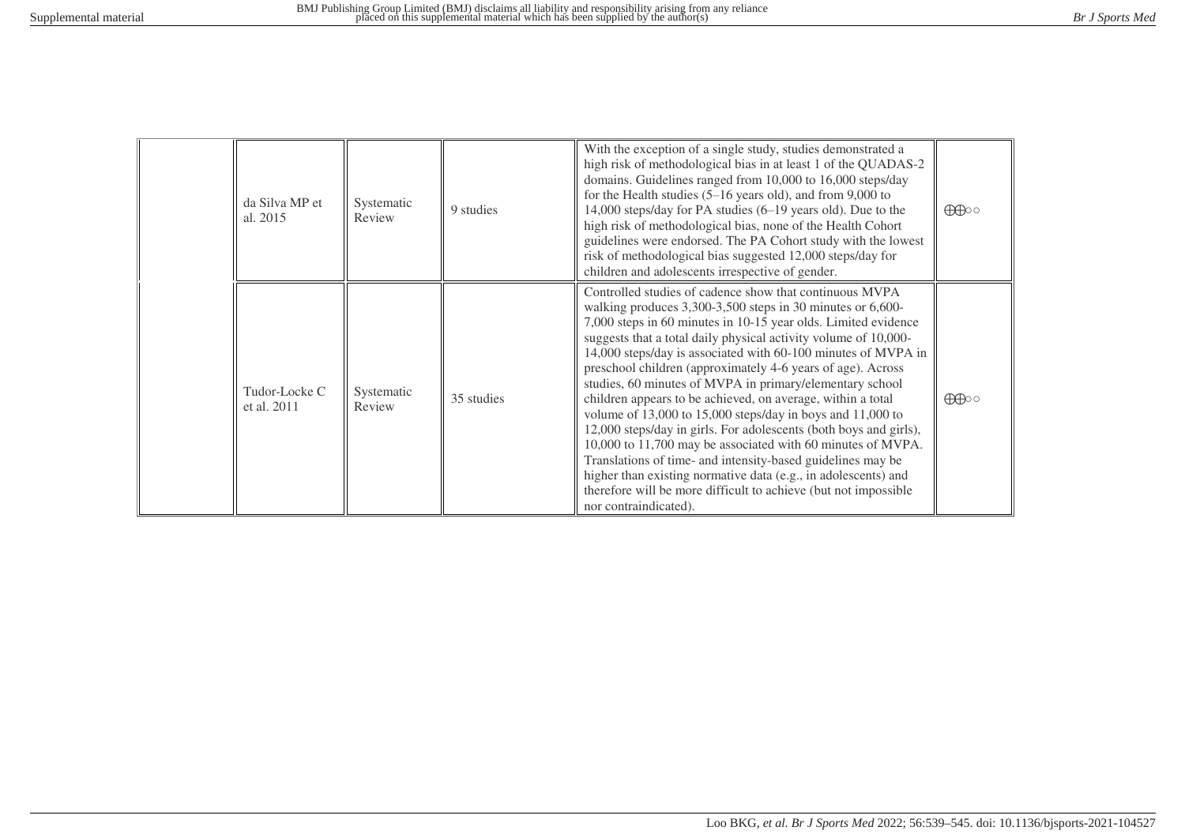|  |  |  |  |  |  |
|---|---|---|---|---|---|
|  | da Silva MP et al. 2015 | Systematic Review | 9 studies | With the exception of a single study, studies demonstrated a high risk of methodological bias in at least 1 of the QUADAS-2 domains. Guidelines ranged from 10,000 to 16,000 steps/day for the Health studies (5–16 years old), and from 9,000 to 14,000 steps/day for PA studies (6–19 years old). Due to the high risk of methodological bias, none of the Health Cohort guidelines were endorsed. The PA Cohort study with the lowest risk of methodological bias suggested 12,000 steps/day for children and adolescents irrespective of gender. | ⊕⊕○○ |
|  | Tudor-Locke C et al. 2011 | Systematic Review | 35 studies | Controlled studies of cadence show that continuous MVPA walking produces 3,300-3,500 steps in 30 minutes or 6,600-7,000 steps in 60 minutes in 10-15 year olds. Limited evidence suggests that a total daily physical activity volume of 10,000-14,000 steps/day is associated with 60-100 minutes of MVPA in preschool children (approximately 4-6 years of age). Across studies, 60 minutes of MVPA in primary/elementary school children appears to be achieved, on average, within a total volume of 13,000 to 15,000 steps/day in boys and 11,000 to 12,000 steps/day in girls. For adolescents (both boys and girls), 10,000 to 11,700 may be associated with 60 minutes of MVPA. Translations of time- and intensity-based guidelines may be higher than existing normative data (e.g., in adolescents) and therefore will be more difficult to achieve (but not impossible nor contraindicated). | ⊕⊕○○ |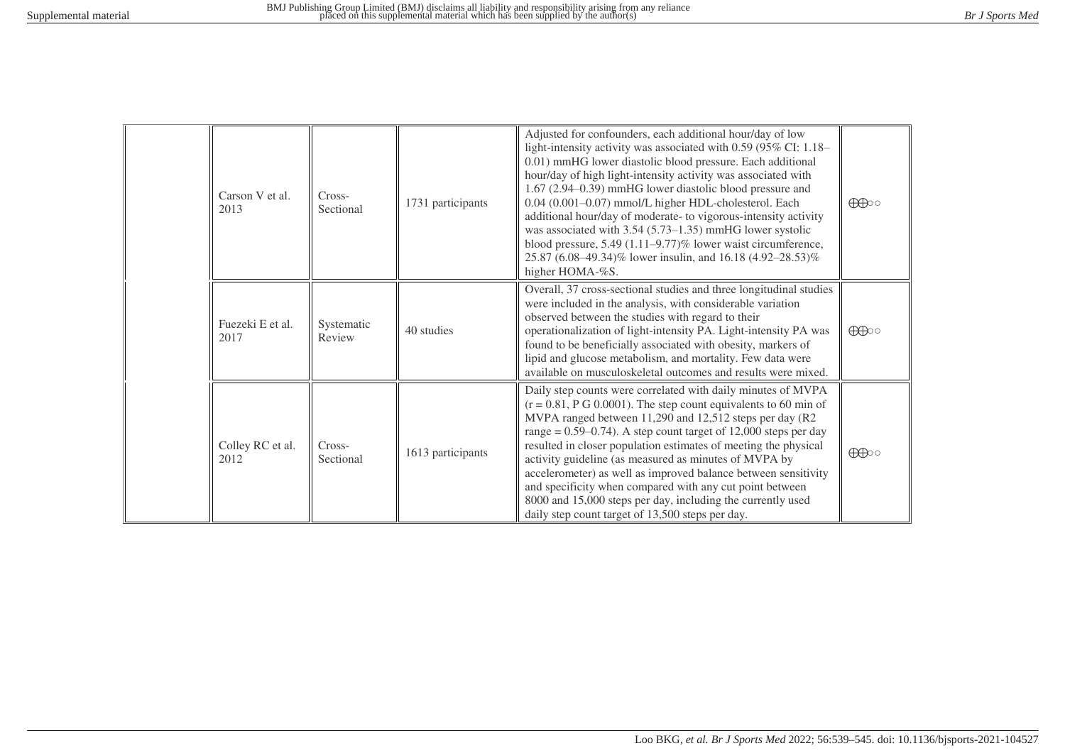| | | | | | |
|---|---|---|---|---|---|
| | Carson V et al. 2013 | Cross-Sectional | 1731 participants | Adjusted for confounders, each additional hour/day of low light-intensity activity was associated with 0.59 (95% CI: 1.18–0.01) mmHG lower diastolic blood pressure. Each additional hour/day of high light-intensity activity was associated with 1.67 (2.94–0.39) mmHG lower diastolic blood pressure and 0.04 (0.001–0.07) mmol/L higher HDL-cholesterol. Each additional hour/day of moderate- to vigorous-intensity activity was associated with 3.54 (5.73–1.35) mmHG lower systolic blood pressure, 5.49 (1.11–9.77)% lower waist circumference, 25.87 (6.08–49.34)% lower insulin, and 16.18 (4.92–28.53)% higher HOMA-%S. | ⨁⨁○○ |
| | Fuezeki E et al. 2017 | Systematic Review | 40 studies | Overall, 37 cross-sectional studies and three longitudinal studies were included in the analysis, with considerable variation observed between the studies with regard to their operationalization of light-intensity PA. Light-intensity PA was found to be beneficially associated with obesity, markers of lipid and glucose metabolism, and mortality. Few data were available on musculoskeletal outcomes and results were mixed. | ⨁⨁○○ |
| | Colley RC et al. 2012 | Cross-Sectional | 1613 participants | Daily step counts were correlated with daily minutes of MVPA ($r = 0.81$, P G 0.0001). The step count equivalents to 60 min of MVPA ranged between 11,290 and 12,512 steps per day ($R^2$ range = 0.59–0.74). A step count target of 12,000 steps per day resulted in closer population estimates of meeting the physical activity guideline (as measured as minutes of MVPA by accelerometer) as well as improved balance between sensitivity and specificity when compared with any cut point between 8000 and 15,000 steps per day, including the currently used daily step count target of 13,500 steps per day. | ⨁⨁○○ |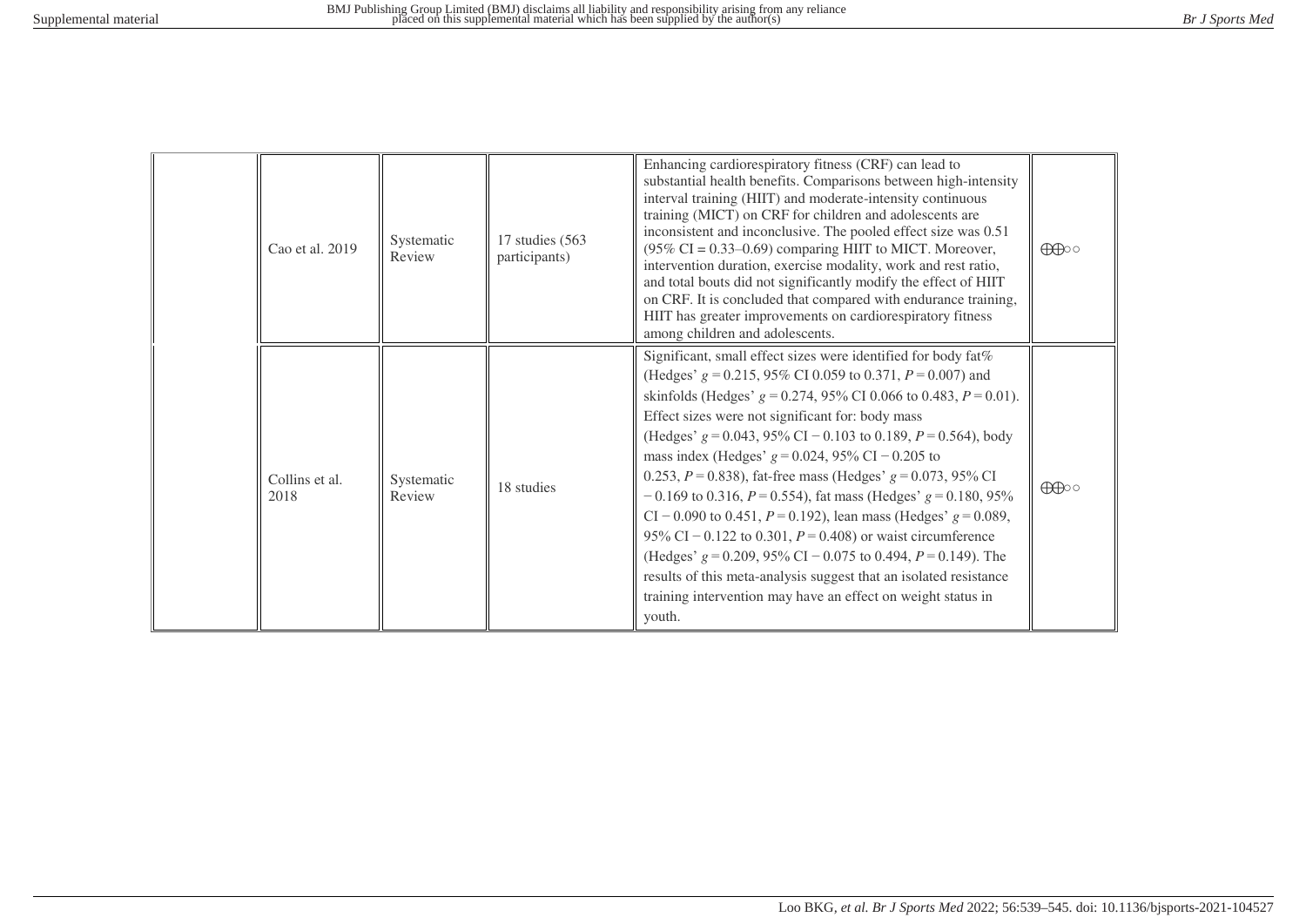| | | | | | |
|---|---|---|---|---|---|
| | Cao et al. 2019 | Systematic Review | 17 studies (563 participants) | Enhancing cardiorespiratory fitness (CRF) can lead to substantial health benefits. Comparisons between high-intensity interval training (HIIT) and moderate-intensity continuous training (MICT) on CRF for children and adolescents are inconsistent and inconclusive. The pooled effect size was 0.51 (95% CI = 0.33–0.69) comparing HIIT to MICT. Moreover, intervention duration, exercise modality, work and rest ratio, and total bouts did not significantly modify the effect of HIIT on CRF. It is concluded that compared with endurance training, HIIT has greater improvements on cardiorespiratory fitness among children and adolescents. | ⊕⊕○○ |
| | Collins et al. 2018 | Systematic Review | 18 studies | Significant, small effect sizes were identified for body fat% (Hedges' $g = 0.215$, 95% CI 0.059 to 0.371, $P = 0.007$) and skinfolds (Hedges' $g = 0.274$, 95% CI 0.066 to 0.483, $P = 0.01$). Effect sizes were not significant for: body mass (Hedges' $g = 0.043$, 95% CI − 0.103 to 0.189, $P = 0.564$), body mass index (Hedges' $g = 0.024$, 95% CI − 0.205 to 0.253, $P = 0.838$), fat-free mass (Hedges' $g = 0.073$, 95% CI − 0.169 to 0.316, $P = 0.554$), fat mass (Hedges' $g = 0.180$, 95% CI − 0.090 to 0.451, $P = 0.192$), lean mass (Hedges' $g = 0.089$, 95% CI − 0.122 to 0.301, $P = 0.408$) or waist circumference (Hedges' $g = 0.209$, 95% CI − 0.075 to 0.494, $P = 0.149$). The results of this meta-analysis suggest that an isolated resistance training intervention may have an effect on weight status in youth. | ⊕⊕○○ |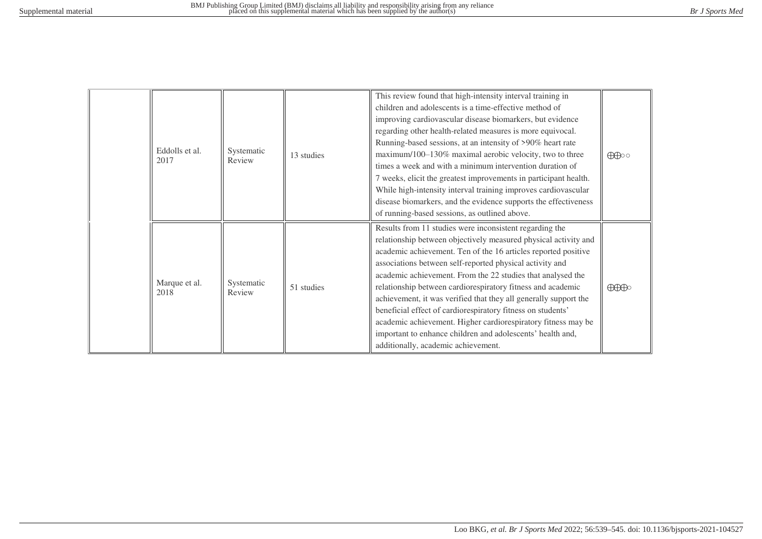| | | | | | |
|---|---|---|---|---|---|
| | Eddolls et al. 2017 | Systematic Review | 13 studies | This review found that high-intensity interval training in children and adolescents is a time-effective method of improving cardiovascular disease biomarkers, but evidence regarding other health-related measures is more equivocal. Running-based sessions, at an intensity of >90% heart rate maximum/100–130% maximal aerobic velocity, two to three times a week and with a minimum intervention duration of 7 weeks, elicit the greatest improvements in participant health. While high-intensity interval training improves cardiovascular disease biomarkers, and the evidence supports the effectiveness of running-based sessions, as outlined above. | ⨁⨁◯◯ |
| | Marque et al. 2018 | Systematic Review | 51 studies | Results from 11 studies were inconsistent regarding the relationship between objectively measured physical activity and academic achievement. Ten of the 16 articles reported positive associations between self-reported physical activity and academic achievement. From the 22 studies that analysed the relationship between cardiorespiratory fitness and academic achievement, it was verified that they all generally support the beneficial effect of cardiorespiratory fitness on students' academic achievement. Higher cardiorespiratory fitness may be important to enhance children and adolescents' health and, additionally, academic achievement. | ⨁⨁⨁◯ |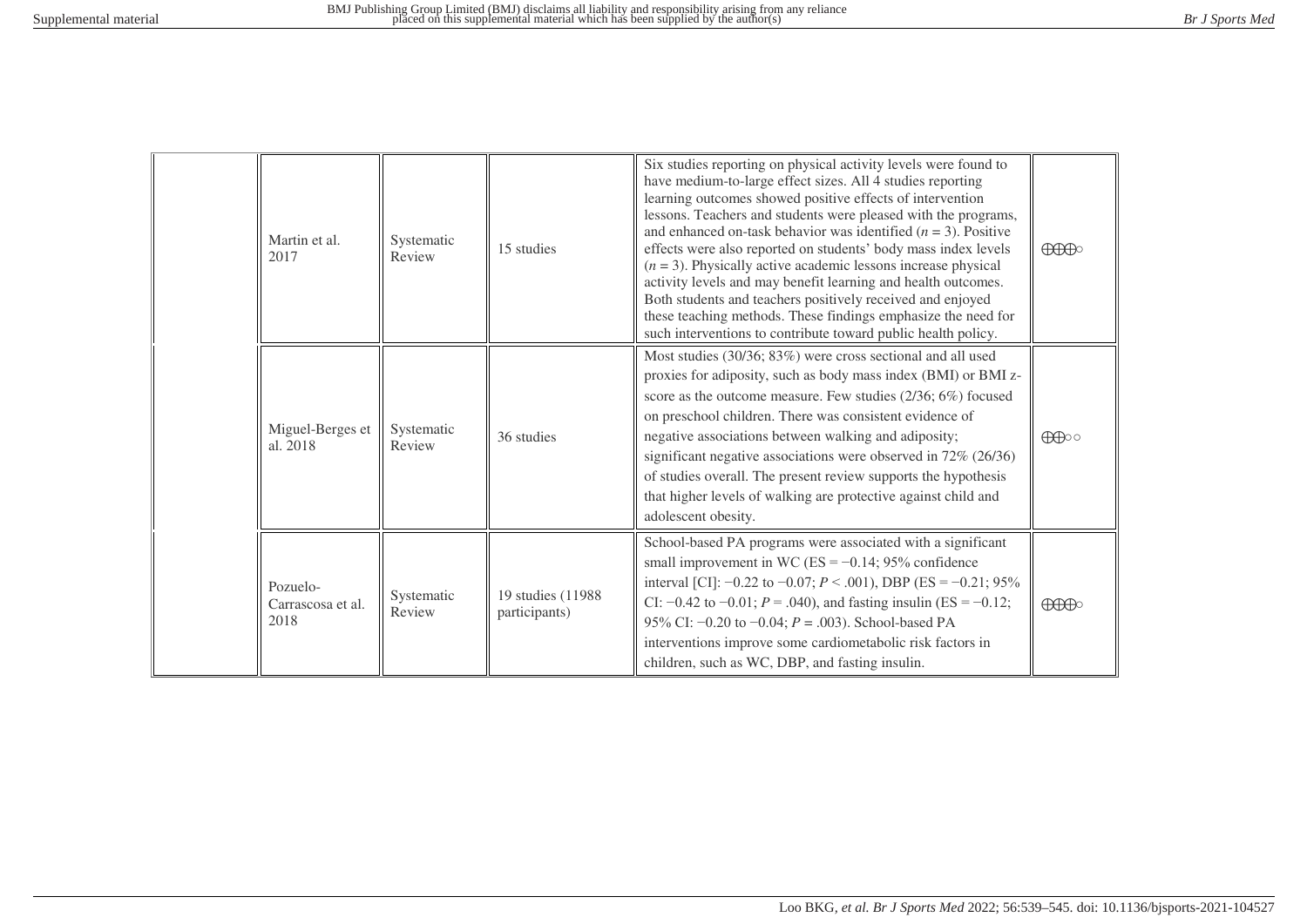| | | | | | |
|---|---|---|---|---|---|
| | Martin et al. 2017 | Systematic Review | 15 studies | Six studies reporting on physical activity levels were found to have medium-to-large effect sizes. All 4 studies reporting learning outcomes showed positive effects of intervention lessons. Teachers and students were pleased with the programs, and enhanced on-task behavior was identified ($n$ = 3). Positive effects were also reported on students' body mass index levels ($n$ = 3). Physically active academic lessons increase physical activity levels and may benefit learning and health outcomes. Both students and teachers positively received and enjoyed these teaching methods. These findings emphasize the need for such interventions to contribute toward public health policy. | ⊕⊕⊕○ |
| | Miguel-Berges et al. 2018 | Systematic Review | 36 studies | Most studies (30/36; 83%) were cross sectional and all used proxies for adiposity, such as body mass index (BMI) or BMI z-score as the outcome measure. Few studies (2/36; 6%) focused on preschool children. There was consistent evidence of negative associations between walking and adiposity; significant negative associations were observed in 72% (26/36) of studies overall. The present review supports the hypothesis that higher levels of walking are protective against child and adolescent obesity. | ⊕⊕○○ |
| | Pozuelo-Carrascosa et al. 2018 | Systematic Review | 19 studies (11988 participants) | School-based PA programs were associated with a significant small improvement in WC (ES = −0.14; 95% confidence interval [CI]: −0.22 to −0.07; $P$ < .001), DBP (ES = −0.21; 95% CI: −0.42 to −0.01; $P$ = .040), and fasting insulin (ES = −0.12; 95% CI: −0.20 to −0.04; $P$ = .003). School-based PA interventions improve some cardiometabolic risk factors in children, such as WC, DBP, and fasting insulin. | ⊕⊕⊕○ |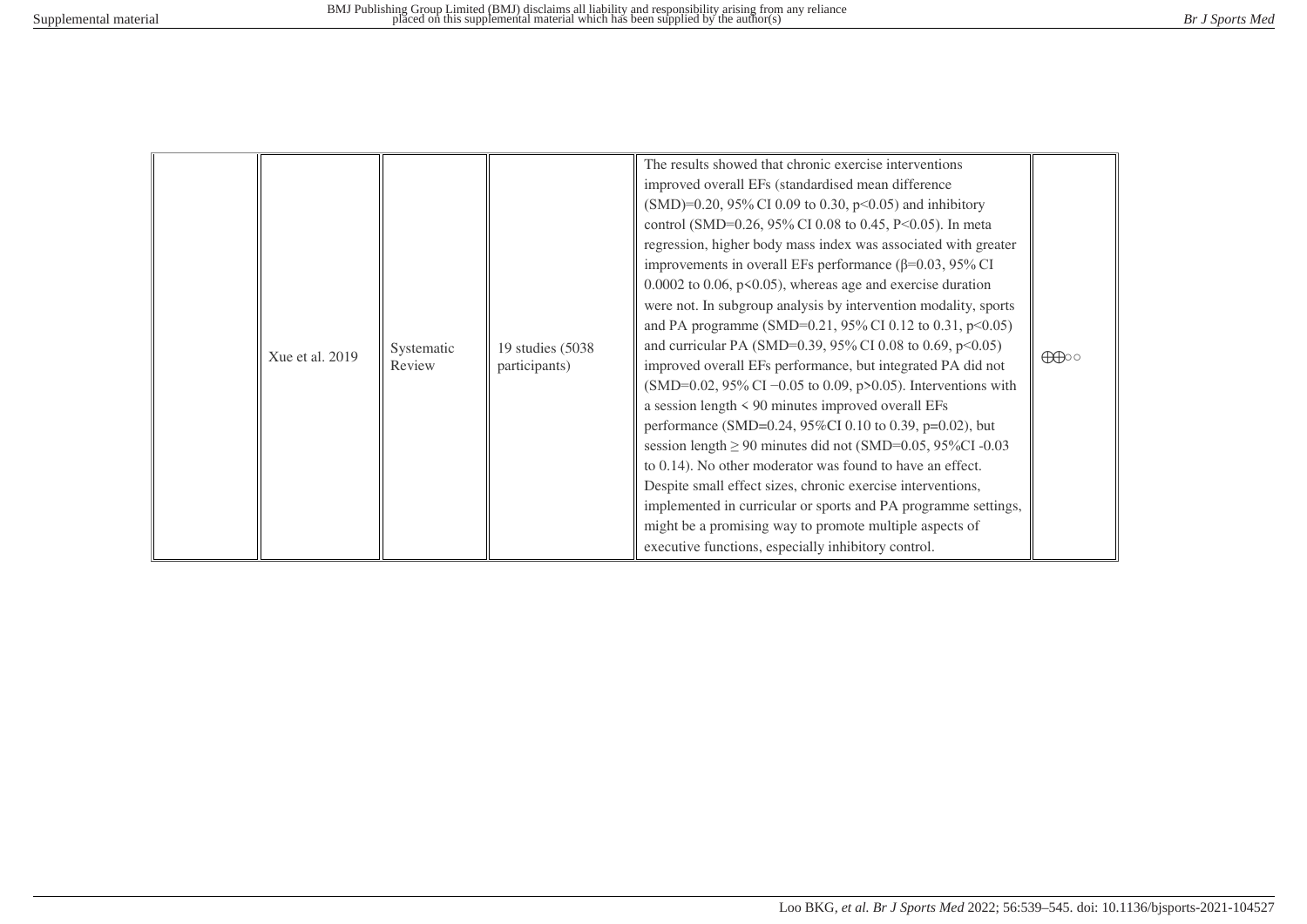|  |  |  |  |  |  |
|---|---|---|---|---|---|
|  | Xue et al. 2019 | Systematic Review | 19 studies (5038 participants) | The results showed that chronic exercise interventions improved overall EFs (standardised mean difference (SMD)=0.20, 95% CI 0.09 to 0.30, $p<0.05$) and inhibitory control (SMD=0.26, 95% CI 0.08 to 0.45, $P<0.05$). In meta regression, higher body mass index was associated with greater improvements in overall EFs performance ($\beta=0.03$, 95% CI 0.0002 to 0.06, $p<0.05$), whereas age and exercise duration were not. In subgroup analysis by intervention modality, sports and PA programme (SMD=0.21, 95% CI 0.12 to 0.31, $p<0.05$) and curricular PA (SMD=0.39, 95% CI 0.08 to 0.69, $p<0.05$) improved overall EFs performance, but integrated PA did not (SMD=0.02, 95% CI −0.05 to 0.09, $p>0.05$). Interventions with a session length < 90 minutes improved overall EFs performance (SMD=0.24, 95%CI 0.10 to 0.39, $p=0.02$), but session length ≥ 90 minutes did not (SMD=0.05, 95%CI -0.03 to 0.14). No other moderator was found to have an effect. Despite small effect sizes, chronic exercise interventions, implemented in curricular or sports and PA programme settings, might be a promising way to promote multiple aspects of executive functions, especially inhibitory control. | ⊕⊕○○ |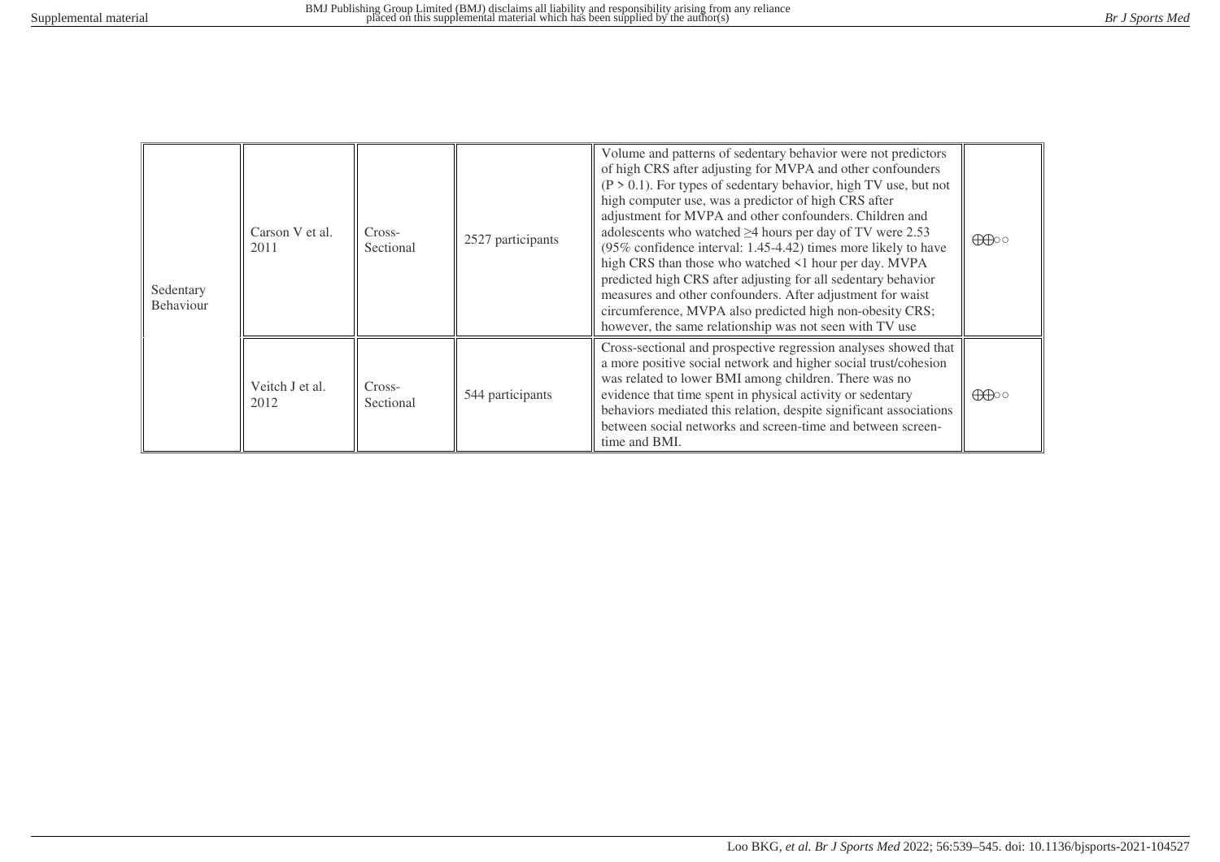| | | | | | |
|---|---|---|---|---|---|
| Sedentary Behaviour | Carson V et al. 2011 | Cross-Sectional | 2527 participants | Volume and patterns of sedentary behavior were not predictors of high CRS after adjusting for MVPA and other confounders ($P > 0.1$). For types of sedentary behavior, high TV use, but not high computer use, was a predictor of high CRS after adjustment for MVPA and other confounders. Children and adolescents who watched ≥4 hours per day of TV were 2.53 (95% confidence interval: 1.45-4.42) times more likely to have high CRS than those who watched <1 hour per day. MVPA predicted high CRS after adjusting for all sedentary behavior measures and other confounders. After adjustment for waist circumference, MVPA also predicted high non-obesity CRS; however, the same relationship was not seen with TV use | ⊕⊕○○ |
| | Veitch J et al. 2012 | Cross-Sectional | 544 participants | Cross-sectional and prospective regression analyses showed that a more positive social network and higher social trust/cohesion was related to lower BMI among children. There was no evidence that time spent in physical activity or sedentary behaviors mediated this relation, despite significant associations between social networks and screen-time and between screen-time and BMI. | ⊕⊕○○ |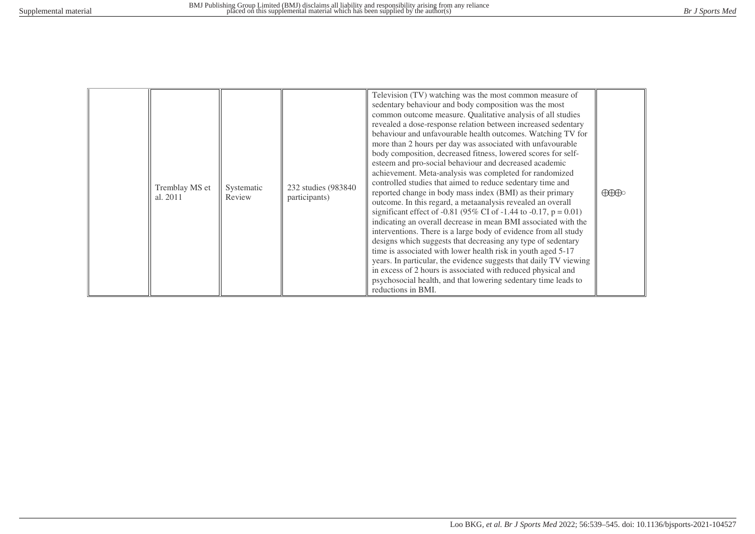| | | | | | |
|---|---|---|---|---|---|
| | Tremblay MS et al. 2011 | Systematic Review | 232 studies (983840 participants) | Television (TV) watching was the most common measure of sedentary behaviour and body composition was the most common outcome measure. Qualitative analysis of all studies revealed a dose-response relation between increased sedentary behaviour and unfavourable health outcomes. Watching TV for more than 2 hours per day was associated with unfavourable body composition, decreased fitness, lowered scores for self-esteem and pro-social behaviour and decreased academic achievement. Meta-analysis was completed for randomized controlled studies that aimed to reduce sedentary time and reported change in body mass index (BMI) as their primary outcome. In this regard, a metaanalysis revealed an overall significant effect of -0.81 (95% CI of -1.44 to -0.17, p = 0.01) indicating an overall decrease in mean BMI associated with the interventions. There is a large body of evidence from all study designs which suggests that decreasing any type of sedentary time is associated with lower health risk in youth aged 5-17 years. In particular, the evidence suggests that daily TV viewing in excess of 2 hours is associated with reduced physical and psychosocial health, and that lowering sedentary time leads to reductions in BMI. | ⊕⊕⊕◦ |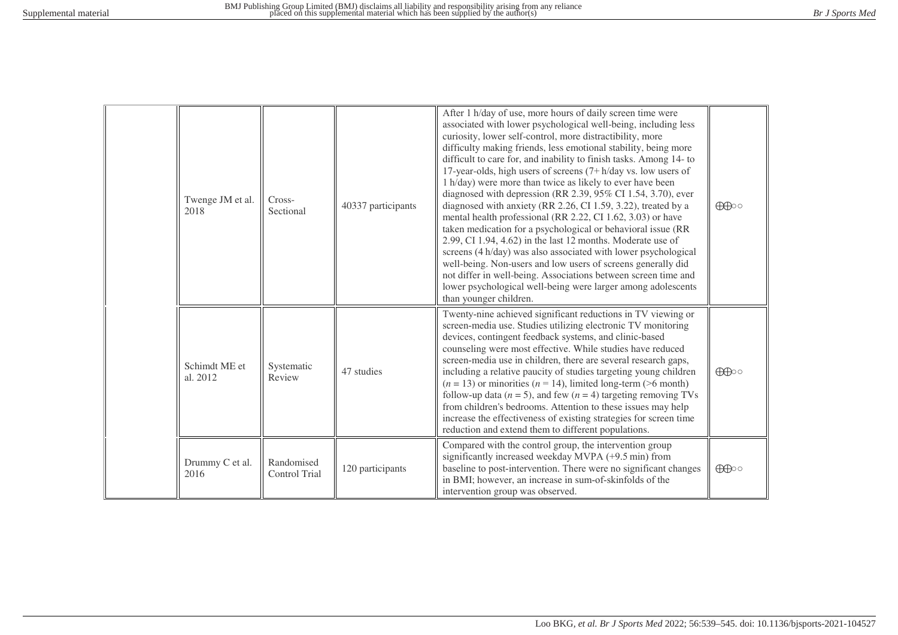| | | | | | |
|---|---|---|---|---|---|
| | Twenge JM et al. 2018 | Cross-Sectional | 40337 participants | After 1 h/day of use, more hours of daily screen time were associated with lower psychological well-being, including less curiosity, lower self-control, more distractibility, more difficulty making friends, less emotional stability, being more difficult to care for, and inability to finish tasks. Among 14- to 17-year-olds, high users of screens (7+ h/day vs. low users of 1 h/day) were more than twice as likely to ever have been diagnosed with depression (RR 2.39, 95% CI 1.54, 3.70), ever diagnosed with anxiety (RR 2.26, CI 1.59, 3.22), treated by a mental health professional (RR 2.22, CI 1.62, 3.03) or have taken medication for a psychological or behavioral issue (RR 2.99, CI 1.94, 4.62) in the last 12 months. Moderate use of screens (4 h/day) was also associated with lower psychological well-being. Non-users and low users of screens generally did not differ in well-being. Associations between screen time and lower psychological well-being were larger among adolescents than younger children. | ⊕⊕○○ |
| | Schimdt ME et al. 2012 | Systematic Review | 47 studies | Twenty-nine achieved significant reductions in TV viewing or screen-media use. Studies utilizing electronic TV monitoring devices, contingent feedback systems, and clinic-based counseling were most effective. While studies have reduced screen-media use in children, there are several research gaps, including a relative paucity of studies targeting young children (*n* = 13) or minorities (*n* = 14), limited long-term (>6 month) follow-up data (*n* = 5), and few (*n* = 4) targeting removing TVs from children's bedrooms. Attention to these issues may help increase the effectiveness of existing strategies for screen time reduction and extend them to different populations. | ⊕⊕○○ |
| | Drummy C et al. 2016 | Randomised Control Trial | 120 participants | Compared with the control group, the intervention group significantly increased weekday MVPA (+9.5 min) from baseline to post-intervention. There were no significant changes in BMI; however, an increase in sum-of-skinfolds of the intervention group was observed. | ⊕⊕○○ |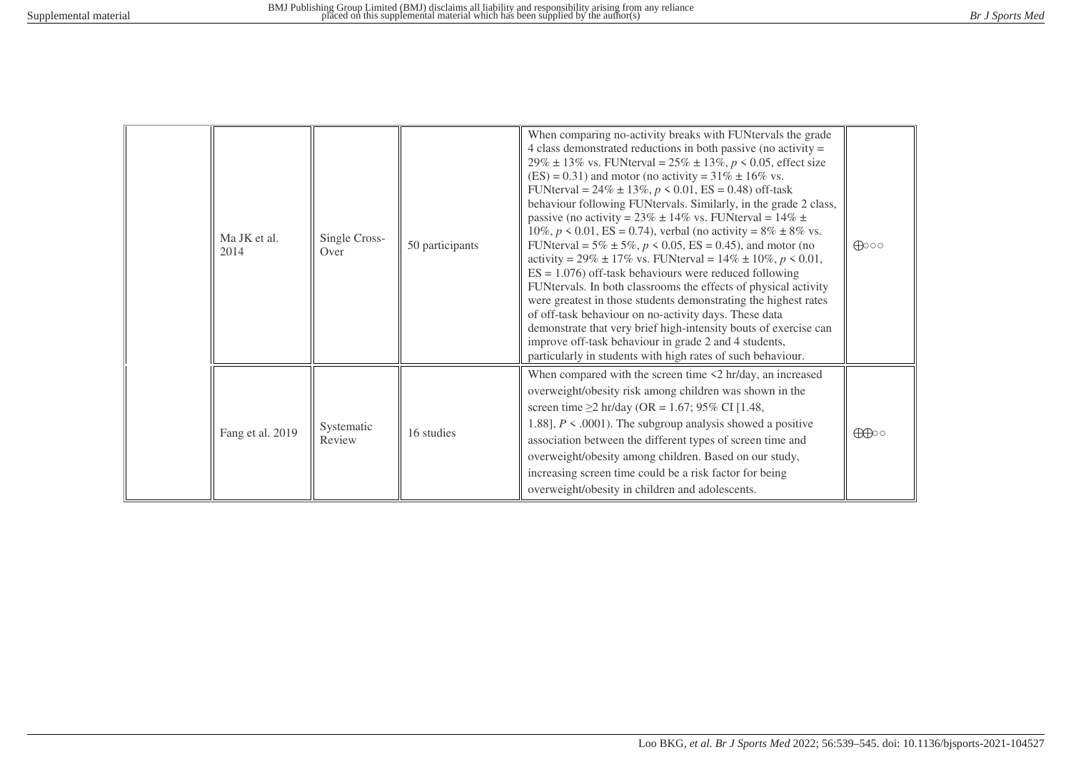|  |  |  |  |  |  |
|---|---|---|---|---|---|
|  | Ma JK et al. 2014 | Single Cross-Over | 50 participants | When comparing no-activity breaks with FUNtervals the grade 4 class demonstrated reductions in both passive (no activity = 29% ± 13% vs. FUNterval = 25% ± 13%, $p < 0.05$, effect size (ES) = 0.31) and motor (no activity = 31% ± 16% vs. FUNterval = 24% ± 13%, $p < 0.01$, ES = 0.48) off-task behaviour following FUNtervals. Similarly, in the grade 2 class, passive (no activity = 23% ± 14% vs. FUNterval = 14% ± 10%, $p < 0.01$, ES = 0.74), verbal (no activity = 8% ± 8% vs. FUNterval = 5% ± 5%, $p < 0.05$, ES = 0.45), and motor (no activity = 29% ± 17% vs. FUNterval = 14% ± 10%, $p < 0.01$, ES = 1.076) off-task behaviours were reduced following FUNtervals. In both classrooms the effects of physical activity were greatest in those students demonstrating the highest rates of off-task behaviour on no-activity days. These data demonstrate that very brief high-intensity bouts of exercise can improve off-task behaviour in grade 2 and 4 students, particularly in students with high rates of such behaviour. | ⊕○○○ |
|  | Fang et al. 2019 | Systematic Review | 16 studies | When compared with the screen time <2 hr/day, an increased overweight/obesity risk among children was shown in the screen time ≥2 hr/day (OR = 1.67; 95% CI [1.48, 1.88], $P < .0001$). The subgroup analysis showed a positive association between the different types of screen time and overweight/obesity among children. Based on our study, increasing screen time could be a risk factor for being overweight/obesity in children and adolescents. | ⊕⊕○○ |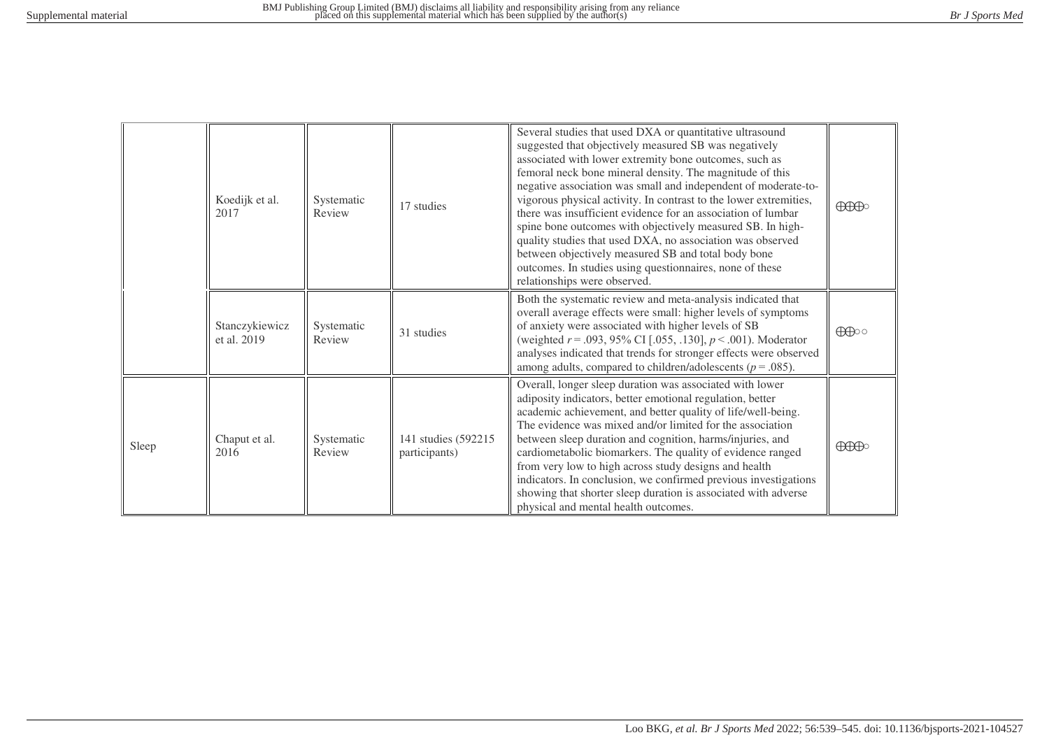|  |  |  |  |  |  |
|---|---|---|---|---|---|
|  | Koedijk et al. 2017 | Systematic Review | 17 studies | Several studies that used DXA or quantitative ultrasound suggested that objectively measured SB was negatively associated with lower extremity bone outcomes, such as femoral neck bone mineral density. The magnitude of this negative association was small and independent of moderate-to-vigorous physical activity. In contrast to the lower extremities, there was insufficient evidence for an association of lumbar spine bone outcomes with objectively measured SB. In high-quality studies that used DXA, no association was observed between objectively measured SB and total body bone outcomes. In studies using questionnaires, none of these relationships were observed. | ⊕⊕⊕○ |
|  | Stanczykiewicz et al. 2019 | Systematic Review | 31 studies | Both the systematic review and meta-analysis indicated that overall average effects were small: higher levels of symptoms of anxiety were associated with higher levels of SB (weighted $r = .093$, 95% CI [.055, .130], $p < .001$). Moderator analyses indicated that trends for stronger effects were observed among adults, compared to children/adolescents ($p = .085$). | ⊕⊕○○ |
| Sleep | Chaput et al. 2016 | Systematic Review | 141 studies (592215 participants) | Overall, longer sleep duration was associated with lower adiposity indicators, better emotional regulation, better academic achievement, and better quality of life/well-being. The evidence was mixed and/or limited for the association between sleep duration and cognition, harms/injuries, and cardiometabolic biomarkers. The quality of evidence ranged from very low to high across study designs and health indicators. In conclusion, we confirmed previous investigations showing that shorter sleep duration is associated with adverse physical and mental health outcomes. | ⊕⊕⊕○ |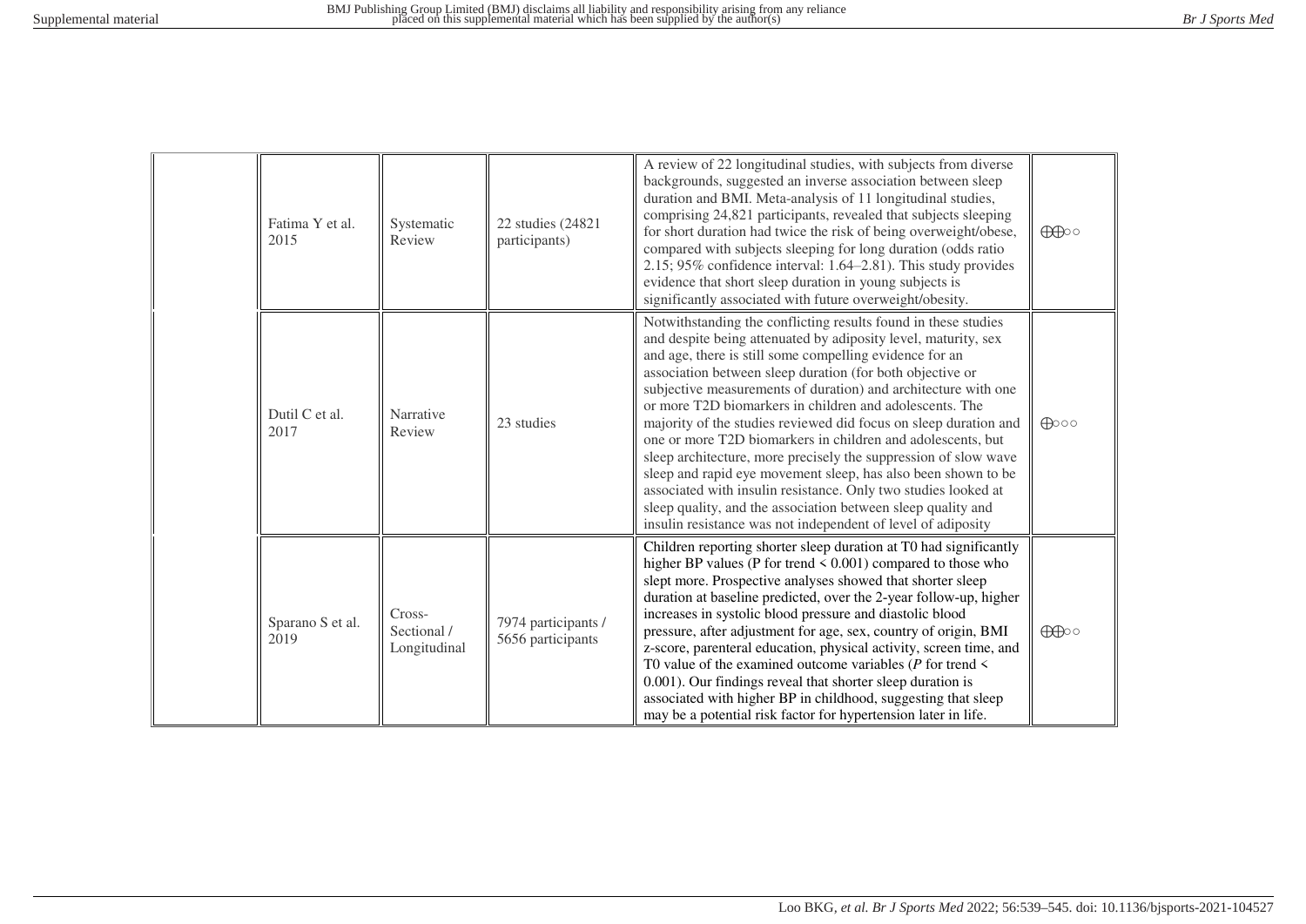| | | | | | |
|---|---|---|---|---|---|
| | Fatima Y et al. 2015 | Systematic Review | 22 studies (24821 participants) | A review of 22 longitudinal studies, with subjects from diverse backgrounds, suggested an inverse association between sleep duration and BMI. Meta-analysis of 11 longitudinal studies, comprising 24,821 participants, revealed that subjects sleeping for short duration had twice the risk of being overweight/obese, compared with subjects sleeping for long duration (odds ratio 2.15; 95% confidence interval: 1.64–2.81). This study provides evidence that short sleep duration in young subjects is significantly associated with future overweight/obesity. | ⨁⨁○○ |
| | Dutil C et al. 2017 | Narrative Review | 23 studies | Notwithstanding the conflicting results found in these studies and despite being attenuated by adiposity level, maturity, sex and age, there is still some compelling evidence for an association between sleep duration (for both objective or subjective measurements of duration) and architecture with one or more T2D biomarkers in children and adolescents. The majority of the studies reviewed did focus on sleep duration and one or more T2D biomarkers in children and adolescents, but sleep architecture, more precisely the suppression of slow wave sleep and rapid eye movement sleep, has also been shown to be associated with insulin resistance. Only two studies looked at sleep quality, and the association between sleep quality and insulin resistance was not independent of level of adiposity | ⨁○○○ |
| | Sparano S et al. 2019 | Cross-Sectional / Longitudinal | 7974 participants / 5656 participants | Children reporting shorter sleep duration at T0 had significantly higher BP values (P for trend < 0.001) compared to those who slept more. Prospective analyses showed that shorter sleep duration at baseline predicted, over the 2-year follow-up, higher increases in systolic blood pressure and diastolic blood pressure, after adjustment for age, sex, country of origin, BMI z-score, parenteral education, physical activity, screen time, and T0 value of the examined outcome variables (*P* for trend < 0.001). Our findings reveal that shorter sleep duration is associated with higher BP in childhood, suggesting that sleep may be a potential risk factor for hypertension later in life. | ⨁⨁○○ |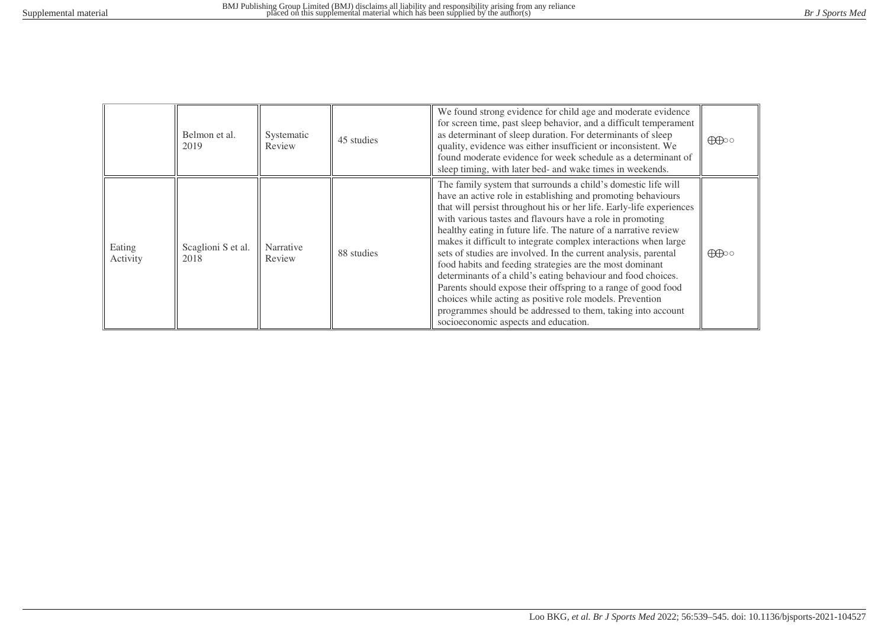| | | | | | |
|---|---|---|---|---|---|
| | Belmon et al. 2019 | Systematic Review | 45 studies | We found strong evidence for child age and moderate evidence for screen time, past sleep behavior, and a difficult temperament as determinant of sleep duration. For determinants of sleep quality, evidence was either insufficient or inconsistent. We found moderate evidence for week schedule as a determinant of sleep timing, with later bed- and wake times in weekends. | ⊕⊕○○ |
| Eating Activity | Scaglioni S et al. 2018 | Narrative Review | 88 studies | The family system that surrounds a child's domestic life will have an active role in establishing and promoting behaviours that will persist throughout his or her life. Early-life experiences with various tastes and flavours have a role in promoting healthy eating in future life. The nature of a narrative review makes it difficult to integrate complex interactions when large sets of studies are involved. In the current analysis, parental food habits and feeding strategies are the most dominant determinants of a child's eating behaviour and food choices. Parents should expose their offspring to a range of good food choices while acting as positive role models. Prevention programmes should be addressed to them, taking into account socioeconomic aspects and education. | ⊕⊕○○ |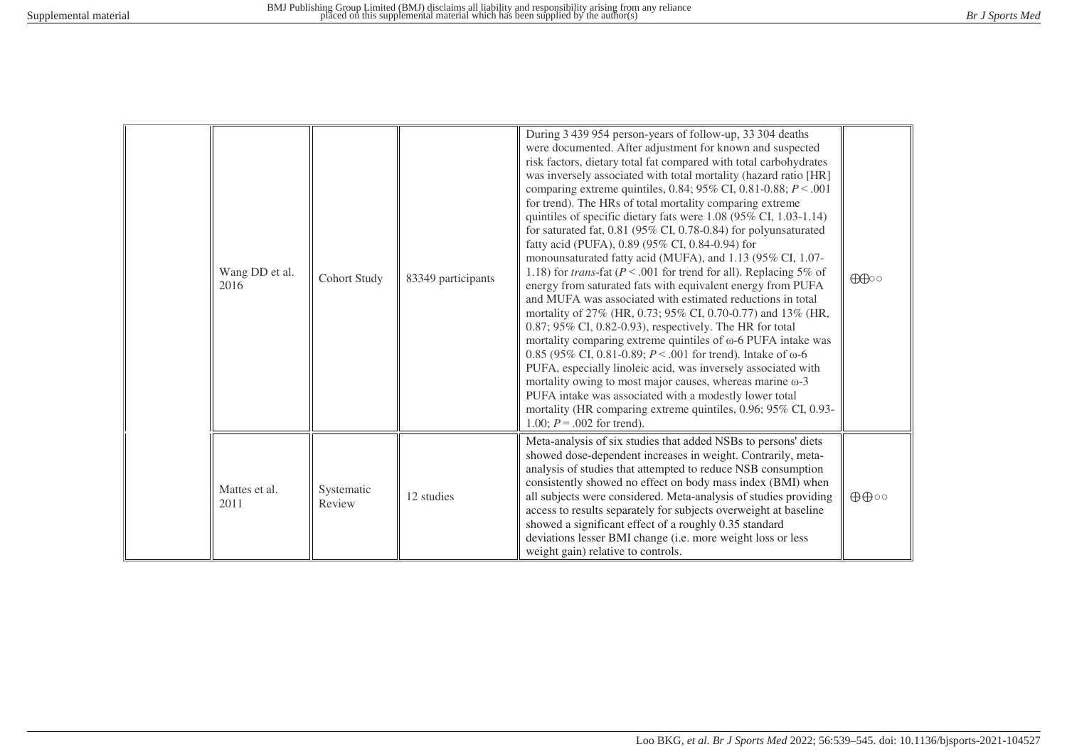|  |  |  |  |  |  |
|---|---|---|---|---|---|
|  | Wang DD et al. 2016 | Cohort Study | 83349 participants | During 3 439 954 person-years of follow-up, 33 304 deaths were documented. After adjustment for known and suspected risk factors, dietary total fat compared with total carbohydrates was inversely associated with total mortality (hazard ratio [HR] comparing extreme quintiles, 0.84; 95% CI, 0.81-0.88; $P < .001$ for trend). The HRs of total mortality comparing extreme quintiles of specific dietary fats were 1.08 (95% CI, 1.03-1.14) for saturated fat, 0.81 (95% CI, 0.78-0.84) for polyunsaturated fatty acid (PUFA), 0.89 (95% CI, 0.84-0.94) for monounsaturated fatty acid (MUFA), and 1.13 (95% CI, 1.07-1.18) for *trans*-fat ($P < .001$ for trend for all). Replacing 5% of energy from saturated fats with equivalent energy from PUFA and MUFA was associated with estimated reductions in total mortality of 27% (HR, 0.73; 95% CI, 0.70-0.77) and 13% (HR, 0.87; 95% CI, 0.82-0.93), respectively. The HR for total mortality comparing extreme quintiles of ω-6 PUFA intake was 0.85 (95% CI, 0.81-0.89; $P < .001$ for trend). Intake of ω-6 PUFA, especially linoleic acid, was inversely associated with mortality owing to most major causes, whereas marine ω-3 PUFA intake was associated with a modestly lower total mortality (HR comparing extreme quintiles, 0.96; 95% CI, 0.93-1.00; $P = .002$ for trend). | ⊕⊕○○ |
|  | Mattes et al. 2011 | Systematic Review | 12 studies | Meta-analysis of six studies that added NSBs to persons' diets showed dose-dependent increases in weight. Contrarily, meta-analysis of studies that attempted to reduce NSB consumption consistently showed no effect on body mass index (BMI) when all subjects were considered. Meta-analysis of studies providing access to results separately for subjects overweight at baseline showed a significant effect of a roughly 0.35 standard deviations lesser BMI change (i.e. more weight loss or less weight gain) relative to controls. | ⊕⊕○○ |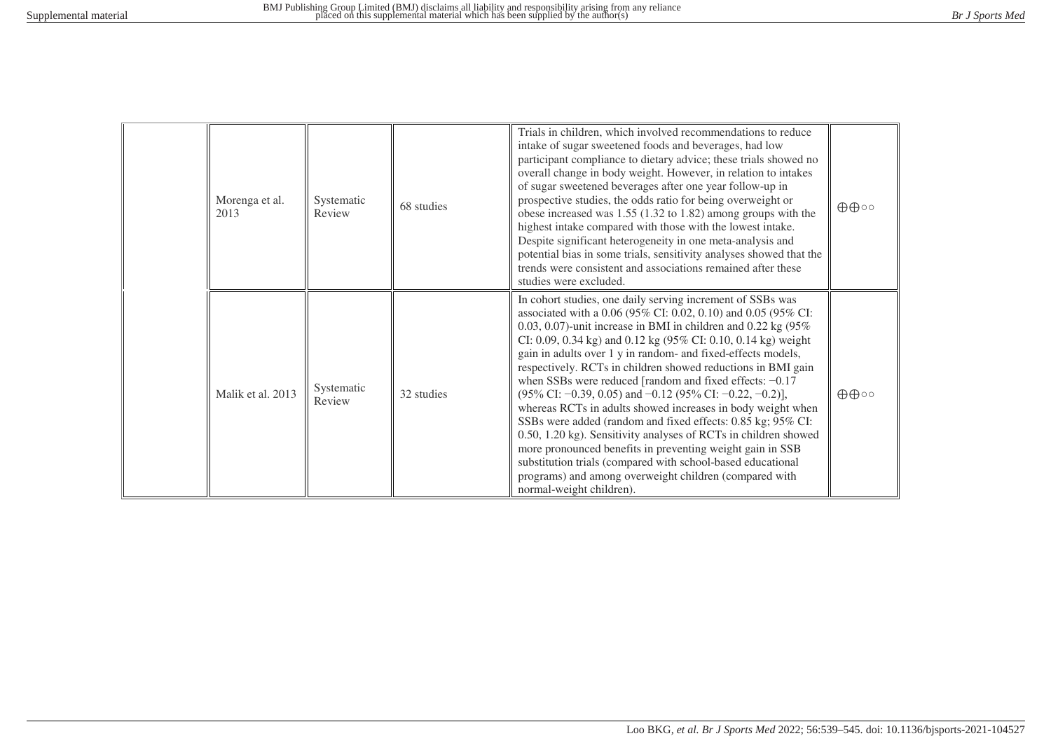| | | | | |
|---|---|---|---|---|
| | Morenga et al. 2013 | Systematic Review | 68 studies | Trials in children, which involved recommendations to reduce intake of sugar sweetened foods and beverages, had low participant compliance to dietary advice; these trials showed no overall change in body weight. However, in relation to intakes of sugar sweetened beverages after one year follow-up in prospective studies, the odds ratio for being overweight or obese increased was 1.55 (1.32 to 1.82) among groups with the highest intake compared with those with the lowest intake. Despite significant heterogeneity in one meta-analysis and potential bias in some trials, sensitivity analyses showed that the trends were consistent and associations remained after these studies were excluded. | ⊕⊕○○ |
| | Malik et al. 2013 | Systematic Review | 32 studies | In cohort studies, one daily serving increment of SSBs was associated with a 0.06 (95% CI: 0.02, 0.10) and 0.05 (95% CI: 0.03, 0.07)-unit increase in BMI in children and 0.22 kg (95% CI: 0.09, 0.34 kg) and 0.12 kg (95% CI: 0.10, 0.14 kg) weight gain in adults over 1 y in random- and fixed-effects models, respectively. RCTs in children showed reductions in BMI gain when SSBs were reduced [random and fixed effects: −0.17 (95% CI: −0.39, 0.05) and −0.12 (95% CI: −0.22, −0.2)], whereas RCTs in adults showed increases in body weight when SSBs were added (random and fixed effects: 0.85 kg; 95% CI: 0.50, 1.20 kg). Sensitivity analyses of RCTs in children showed more pronounced benefits in preventing weight gain in SSB substitution trials (compared with school-based educational programs) and among overweight children (compared with normal-weight children). | ⊕⊕○○ |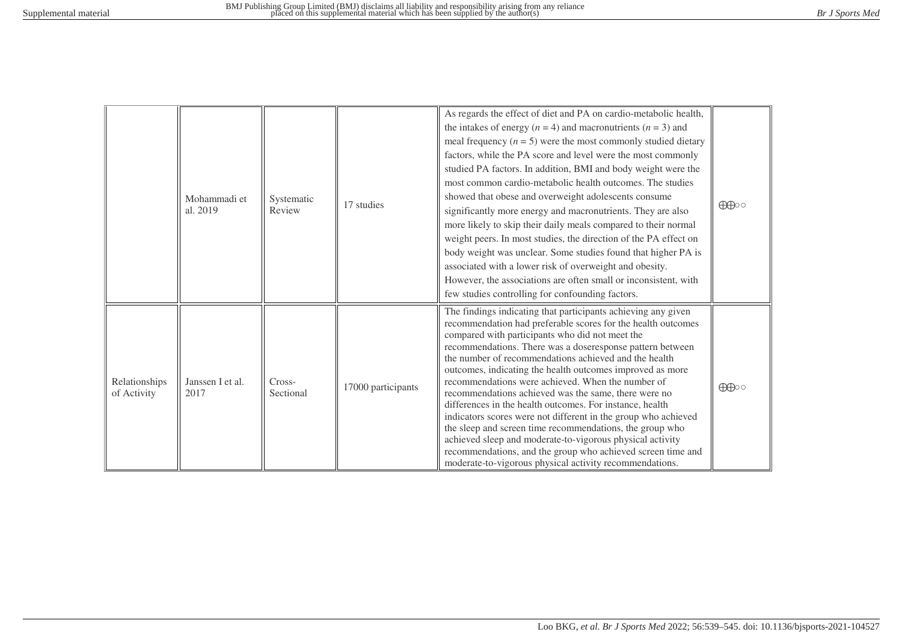| | | | | | |
|---|---|---|---|---|---|
| | Mohammadi et al. 2019 | Systematic Review | 17 studies | As regards the effect of diet and PA on cardio-metabolic health, the intakes of energy ($n = 4$) and macronutrients ($n = 3$) and meal frequency ($n = 5$) were the most commonly studied dietary factors, while the PA score and level were the most commonly studied PA factors. In addition, BMI and body weight were the most common cardio-metabolic health outcomes. The studies showed that obese and overweight adolescents consume significantly more energy and macronutrients. They are also more likely to skip their daily meals compared to their normal weight peers. In most studies, the direction of the PA effect on body weight was unclear. Some studies found that higher PA is associated with a lower risk of overweight and obesity. However, the associations are often small or inconsistent, with few studies controlling for confounding factors. | ⊕⊕○○ |
| Relationships of Activity | Janssen I et al. 2017 | Cross-Sectional | 17000 participants | The findings indicating that participants achieving any given recommendation had preferable scores for the health outcomes compared with participants who did not meet the recommendations. There was a doseresponse pattern between the number of recommendations achieved and the health outcomes, indicating the health outcomes improved as more recommendations were achieved. When the number of recommendations achieved was the same, there were no differences in the health outcomes. For instance, health indicators scores were not different in the group who achieved the sleep and screen time recommendations, the group who achieved sleep and moderate-to-vigorous physical activity recommendations, and the group who achieved screen time and moderate-to-vigorous physical activity recommendations. | ⊕⊕○○ |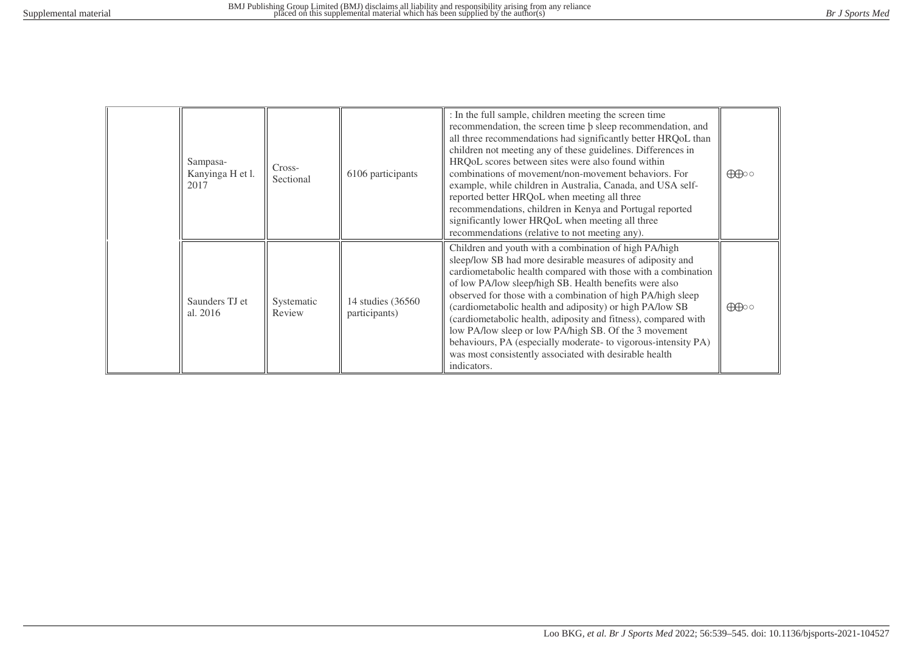| | | | | | |
|---|---|---|---|---|---|
| | Sampasa-Kanyinga H et l. 2017 | Cross-Sectional | 6106 participants | : In the full sample, children meeting the screen time recommendation, the screen time þ sleep recommendation, and all three recommendations had significantly better HRQoL than children not meeting any of these guidelines. Differences in HRQoL scores between sites were also found within combinations of movement/non-movement behaviors. For example, while children in Australia, Canada, and USA self-reported better HRQoL when meeting all three recommendations, children in Kenya and Portugal reported significantly lower HRQoL when meeting all three recommendations (relative to not meeting any). | ⨁⨁○○ |
| | Saunders TJ et al. 2016 | Systematic Review | 14 studies (36560 participants) | Children and youth with a combination of high PA/high sleep/low SB had more desirable measures of adiposity and cardiometabolic health compared with those with a combination of low PA/low sleep/high SB. Health benefits were also observed for those with a combination of high PA/high sleep (cardiometabolic health and adiposity) or high PA/low SB (cardiometabolic health, adiposity and fitness), compared with low PA/low sleep or low PA/high SB. Of the 3 movement behaviours, PA (especially moderate- to vigorous-intensity PA) was most consistently associated with desirable health indicators. | ⨁⨁○○ |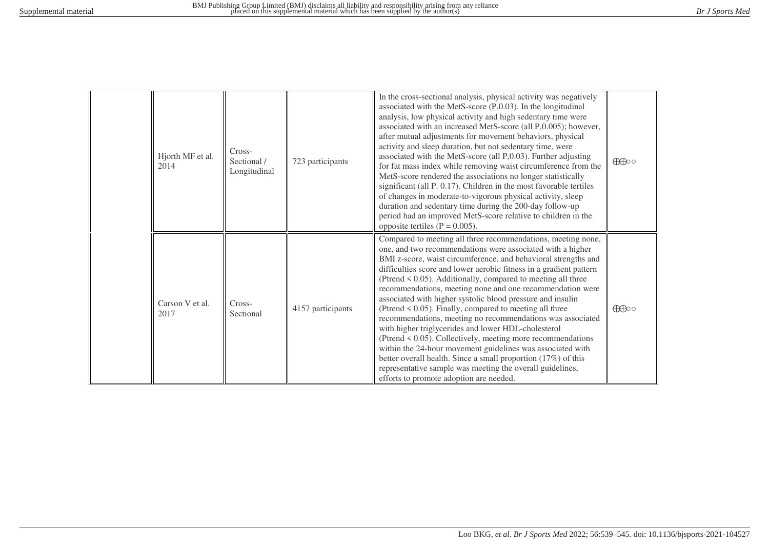| | | | | | |
|---|---|---|---|---|---|
| | Hjorth MF et al. 2014 | Cross-Sectional / Longitudinal | 723 participants | In the cross-sectional analysis, physical activity was negatively associated with the MetS-score (P,0.03). In the longitudinal analysis, low physical activity and high sedentary time were associated with an increased MetS-score (all P,0.005); however, after mutual adjustments for movement behaviors, physical activity and sleep duration, but not sedentary time, were associated with the MetS-score (all P,0.03). Further adjusting for fat mass index while removing waist circumference from the MetS-score rendered the associations no longer statistically significant (all P. 0.17). Children in the most favorable tertiles of changes in moderate-to-vigorous physical activity, sleep duration and sedentary time during the 200-day follow-up period had an improved MetS-score relative to children in the opposite tertiles (P = 0.005). | ⊕⊕○○ |
| | Carson V et al. 2017 | Cross-Sectional | 4157 participants | Compared to meeting all three recommendations, meeting none, one, and two recommendations were associated with a higher BMI z-score, waist circumference, and behavioral strengths and difficulties score and lower aerobic fitness in a gradient pattern (Ptrend < 0.05). Additionally, compared to meeting all three recommendations, meeting none and one recommendation were associated with higher systolic blood pressure and insulin (Ptrend < 0.05). Finally, compared to meeting all three recommendations, meeting no recommendations was associated with higher triglycerides and lower HDL-cholesterol (Ptrend < 0.05). Collectively, meeting more recommendations within the 24-hour movement guidelines was associated with better overall health. Since a small proportion (17%) of this representative sample was meeting the overall guidelines, efforts to promote adoption are needed. | ⊕⊕○○ |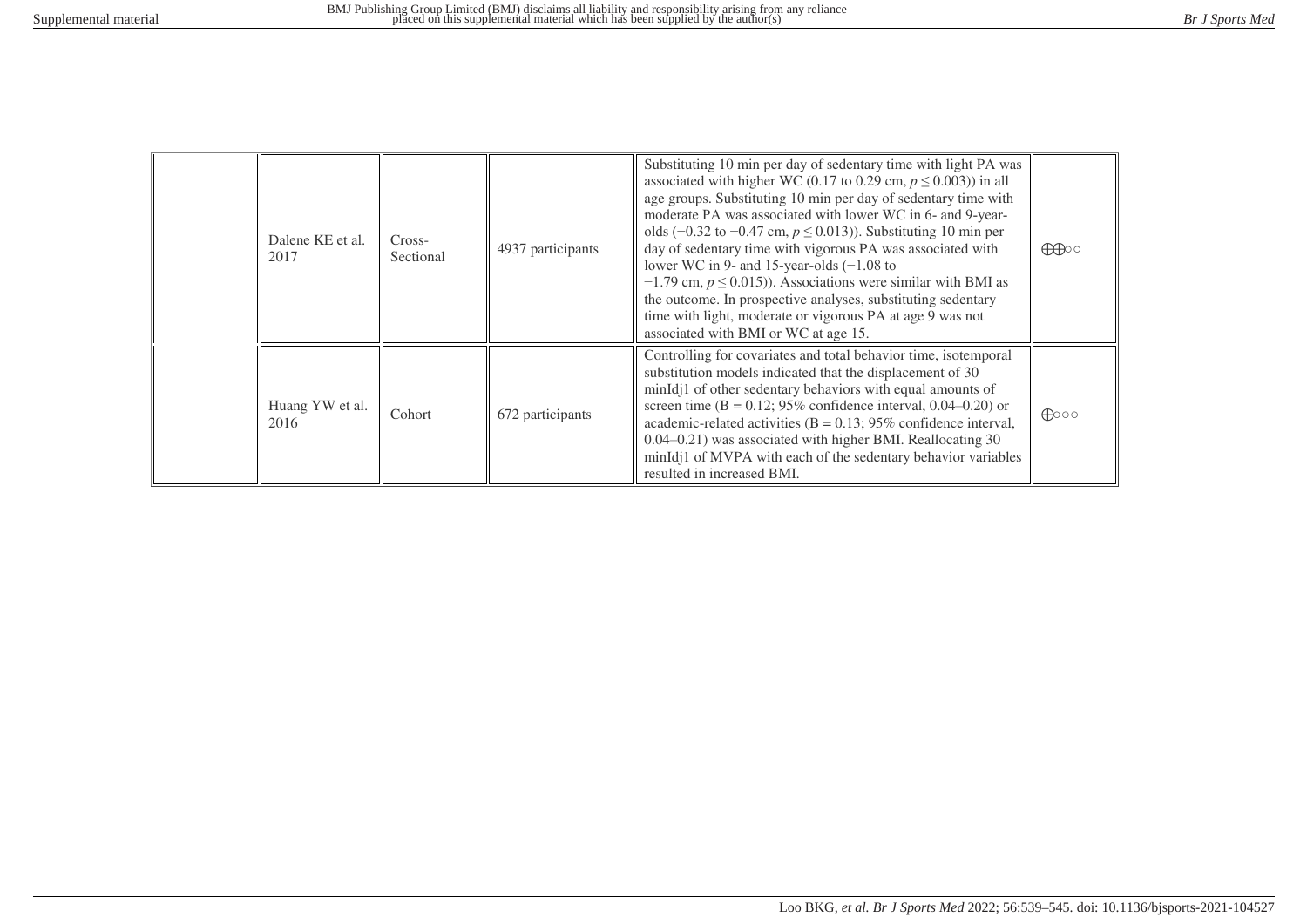| | | | | | |
|---|---|---|---|---|---|
| | Dalene KE et al. 2017 | Cross-Sectional | 4937 participants | Substituting 10 min per day of sedentary time with light PA was associated with higher WC (0.17 to 0.29 cm, $p \leq 0.003$)) in all age groups. Substituting 10 min per day of sedentary time with moderate PA was associated with lower WC in 6- and 9-year-olds (−0.32 to −0.47 cm, $p \leq 0.013$)). Substituting 10 min per day of sedentary time with vigorous PA was associated with lower WC in 9- and 15-year-olds (−1.08 to −1.79 cm, $p \leq 0.015$)). Associations were similar with BMI as the outcome. In prospective analyses, substituting sedentary time with light, moderate or vigorous PA at age 9 was not associated with BMI or WC at age 15. | ⨁⨁○○ |
| | Huang YW et al. 2016 | Cohort | 672 participants | Controlling for covariates and total behavior time, isotemporal substitution models indicated that the displacement of 30 minIdj1 of other sedentary behaviors with equal amounts of screen time (B = 0.12; 95% confidence interval, 0.04–0.20) or academic-related activities (B = 0.13; 95% confidence interval, 0.04–0.21) was associated with higher BMI. Reallocating 30 minIdj1 of MVPA with each of the sedentary behavior variables resulted in increased BMI. | ⨁○○○ |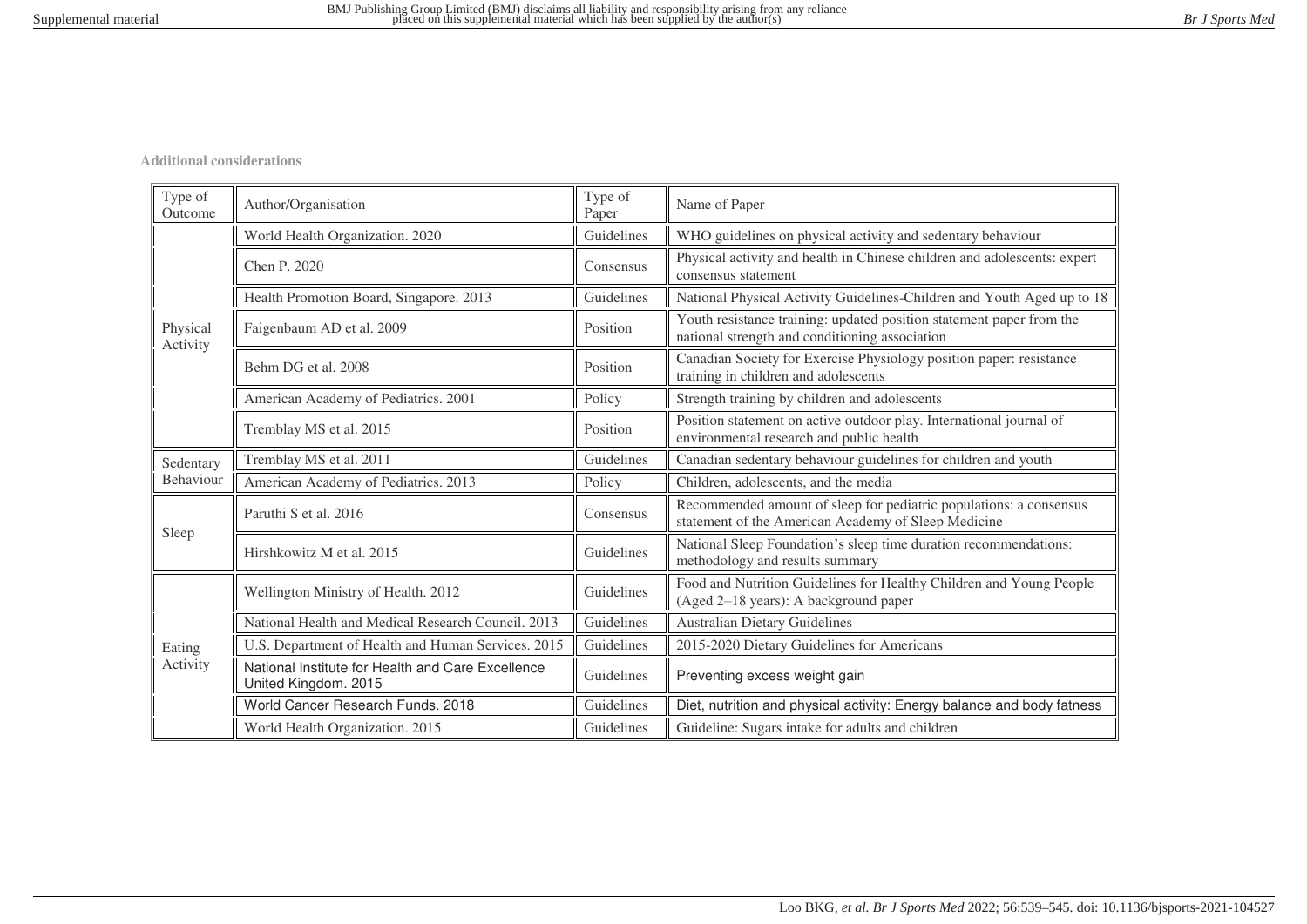**Additional considerations**

| Type of Outcome | Author/Organisation | Type of Paper | Name of Paper |
|---|---|---|---|
| Physical Activity | World Health Organization. 2020 | Guidelines | WHO guidelines on physical activity and sedentary behaviour |
| | Chen P. 2020 | Consensus | Physical activity and health in Chinese children and adolescents: expert consensus statement |
| | Health Promotion Board, Singapore. 2013 | Guidelines | National Physical Activity Guidelines-Children and Youth Aged up to 18 |
| | Faigenbaum AD et al. 2009 | Position | Youth resistance training: updated position statement paper from the national strength and conditioning association |
| | Behm DG et al. 2008 | Position | Canadian Society for Exercise Physiology position paper: resistance training in children and adolescents |
| | American Academy of Pediatrics. 2001 | Policy | Strength training by children and adolescents |
| | Tremblay MS et al. 2015 | Position | Position statement on active outdoor play. International journal of environmental research and public health |
| Sedentary Behaviour | Tremblay MS et al. 2011 | Guidelines | Canadian sedentary behaviour guidelines for children and youth |
| | American Academy of Pediatrics. 2013 | Policy | Children, adolescents, and the media |
| Sleep | Paruthi S et al. 2016 | Consensus | Recommended amount of sleep for pediatric populations: a consensus statement of the American Academy of Sleep Medicine |
| | Hirshkowitz M et al. 2015 | Guidelines | National Sleep Foundation's sleep time duration recommendations: methodology and results summary |
| Eating Activity | Wellington Ministry of Health. 2012 | Guidelines | Food and Nutrition Guidelines for Healthy Children and Young People (Aged 2–18 years): A background paper |
| | National Health and Medical Research Council. 2013 | Guidelines | Australian Dietary Guidelines |
| | U.S. Department of Health and Human Services. 2015 | Guidelines | 2015-2020 Dietary Guidelines for Americans |
| | National Institute for Health and Care Excellence United Kingdom. 2015 | Guidelines | Preventing excess weight gain |
| | World Cancer Research Funds. 2018 | Guidelines | Diet, nutrition and physical activity: Energy balance and body fatness |
| | World Health Organization. 2015 | Guidelines | Guideline: Sugars intake for adults and children |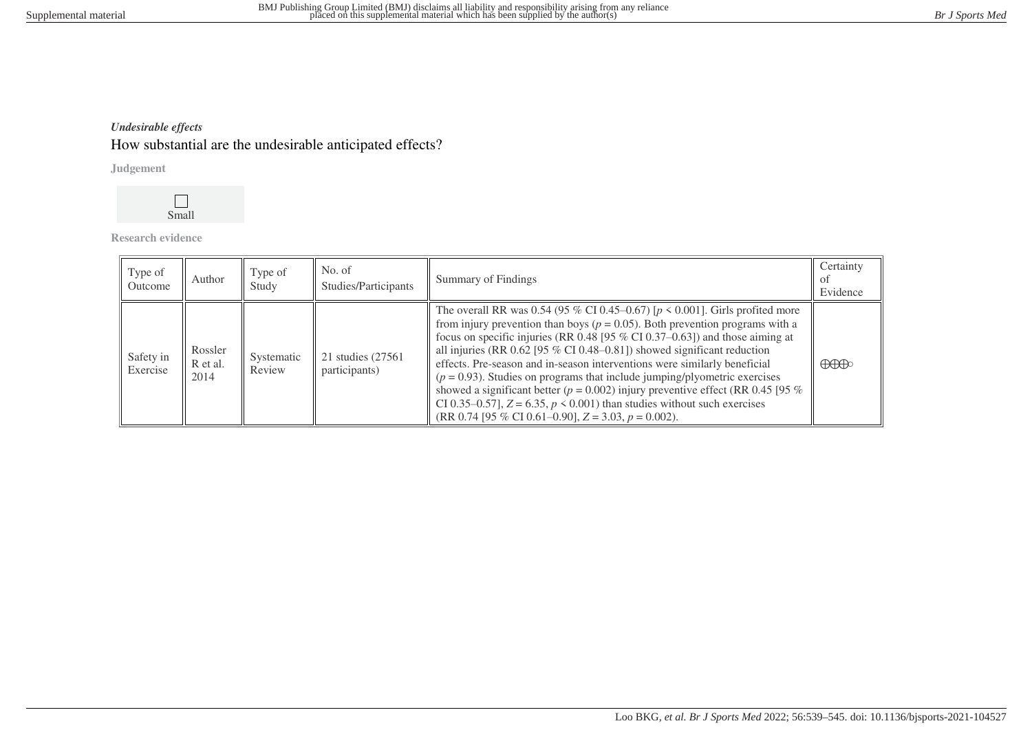***Undesirable effects***

## How substantial are the undesirable anticipated effects?

**Judgement**

☐ Small

**Research evidence**

| Type of Outcome | Author | Type of Study | No. of Studies/Participants | Summary of Findings | Certainty of Evidence |
|---|---|---|---|---|---|
| Safety in Exercise | Rossler R et al. 2014 | Systematic Review | 21 studies (27561 participants) | The overall RR was 0.54 (95 % CI 0.45–0.67) [$p < 0.001$]. Girls profited more from injury prevention than boys ($p = 0.05$). Both prevention programs with a focus on specific injuries (RR 0.48 [95 % CI 0.37–0.63]) and those aiming at all injuries (RR 0.62 [95 % CI 0.48–0.81]) showed significant reduction effects. Pre-season and in-season interventions were similarly beneficial ($p = 0.93$). Studies on programs that include jumping/plyometric exercises showed a significant better ($p = 0.002$) injury preventive effect (RR 0.45 [95 % CI 0.35–0.57], $Z = 6.35$, $p < 0.001$) than studies without such exercises (RR 0.74 [95 % CI 0.61–0.90], $Z = 3.03$, $p = 0.002$). | ⨁⨁⨁◯ |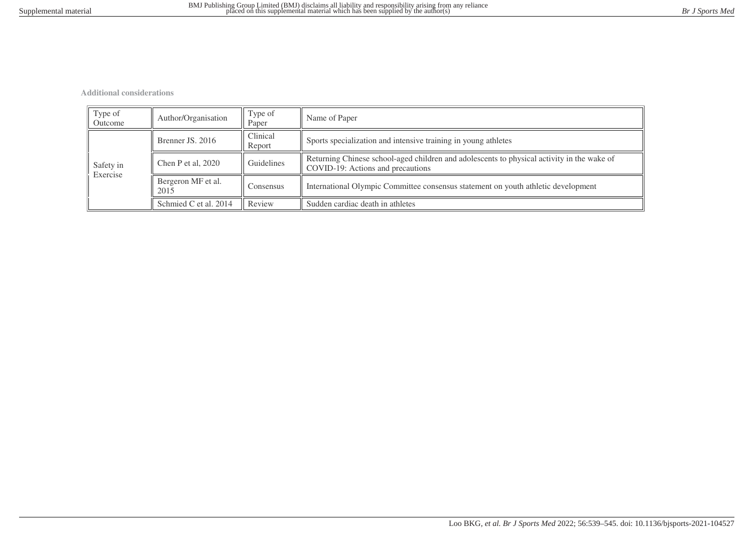**Additional considerations**

| Type of Outcome | Author/Organisation | Type of Paper | Name of Paper |
|---|---|---|---|
| Safety in Exercise | Brenner JS. 2016 | Clinical Report | Sports specialization and intensive training in young athletes |
| | Chen P et al, 2020 | Guidelines | Returning Chinese school-aged children and adolescents to physical activity in the wake of COVID-19: Actions and precautions |
| | Bergeron MF et al. 2015 | Consensus | International Olympic Committee consensus statement on youth athletic development |
| | Schmied C et al. 2014 | Review | Sudden cardiac death in athletes |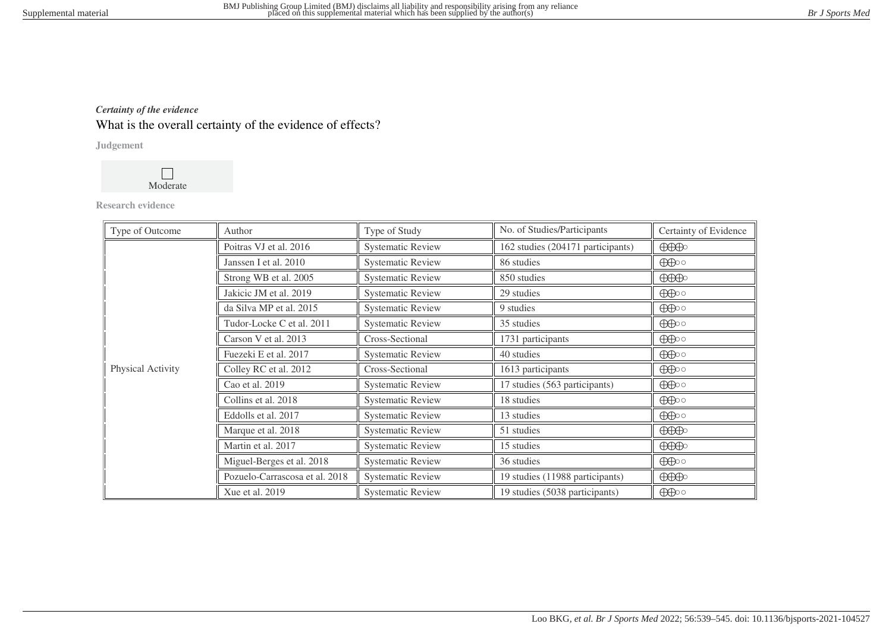***Certainty of the evidence***

## What is the overall certainty of the evidence of effects?

**Judgement**

☐ Moderate

**Research evidence**

| Type of Outcome | Author | Type of Study | No. of Studies/Participants | Certainty of Evidence |
|---|---|---|---|---|
| Physical Activity | Poitras VJ et al. 2016 | Systematic Review | 162 studies (204171 participants) | ⊕⊕⊕○ |
| | Janssen I et al. 2010 | Systematic Review | 86 studies | ⊕⊕○○ |
| | Strong WB et al. 2005 | Systematic Review | 850 studies | ⊕⊕⊕○ |
| | Jakicic JM et al. 2019 | Systematic Review | 29 studies | ⊕⊕○○ |
| | da Silva MP et al. 2015 | Systematic Review | 9 studies | ⊕⊕○○ |
| | Tudor-Locke C et al. 2011 | Systematic Review | 35 studies | ⊕⊕○○ |
| | Carson V et al. 2013 | Cross-Sectional | 1731 participants | ⊕⊕○○ |
| | Fuezeki E et al. 2017 | Systematic Review | 40 studies | ⊕⊕○○ |
| | Colley RC et al. 2012 | Cross-Sectional | 1613 participants | ⊕⊕○○ |
| | Cao et al. 2019 | Systematic Review | 17 studies (563 participants) | ⊕⊕○○ |
| | Collins et al. 2018 | Systematic Review | 18 studies | ⊕⊕○○ |
| | Eddolls et al. 2017 | Systematic Review | 13 studies | ⊕⊕○○ |
| | Marque et al. 2018 | Systematic Review | 51 studies | ⊕⊕⊕○ |
| | Martin et al. 2017 | Systematic Review | 15 studies | ⊕⊕⊕○ |
| | Miguel-Berges et al. 2018 | Systematic Review | 36 studies | ⊕⊕○○ |
| | Pozuelo-Carrascosa et al. 2018 | Systematic Review | 19 studies (11988 participants) | ⊕⊕⊕○ |
| | Xue et al. 2019 | Systematic Review | 19 studies (5038 participants) | ⊕⊕○○ |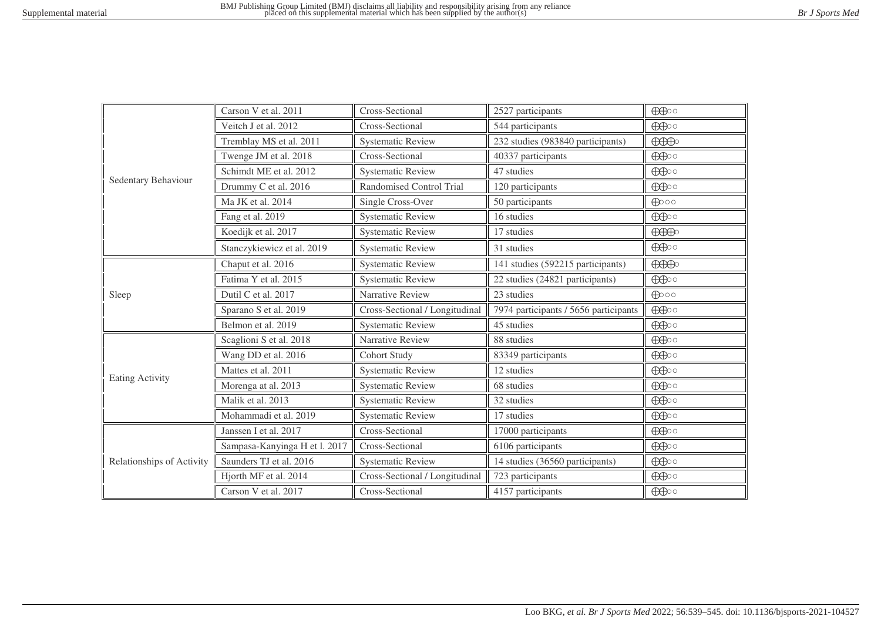| | | | | |
|---|---|---|---|---|
| Sedentary Behaviour | Carson V et al. 2011 | Cross-Sectional | 2527 participants | ⊕⊕○○ |
| | Veitch J et al. 2012 | Cross-Sectional | 544 participants | ⊕⊕○○ |
| | Tremblay MS et al. 2011 | Systematic Review | 232 studies (983840 participants) | ⊕⊕⊕○ |
| | Twenge JM et al. 2018 | Cross-Sectional | 40337 participants | ⊕⊕○○ |
| | Schimdt ME et al. 2012 | Systematic Review | 47 studies | ⊕⊕○○ |
| | Drummy C et al. 2016 | Randomised Control Trial | 120 participants | ⊕⊕○○ |
| | Ma JK et al. 2014 | Single Cross-Over | 50 participants | ⊕○○○ |
| | Fang et al. 2019 | Systematic Review | 16 studies | ⊕⊕○○ |
| | Koedijk et al. 2017 | Systematic Review | 17 studies | ⊕⊕⊕○ |
| | Stanczykiewicz et al. 2019 | Systematic Review | 31 studies | ⊕⊕○○ |
| Sleep | Chaput et al. 2016 | Systematic Review | 141 studies (592215 participants) | ⊕⊕⊕○ |
| | Fatima Y et al. 2015 | Systematic Review | 22 studies (24821 participants) | ⊕⊕○○ |
| | Dutil C et al. 2017 | Narrative Review | 23 studies | ⊕○○○ |
| | Sparano S et al. 2019 | Cross-Sectional / Longitudinal | 7974 participants / 5656 participants | ⊕⊕○○ |
| | Belmon et al. 2019 | Systematic Review | 45 studies | ⊕⊕○○ |
| Eating Activity | Scaglioni S et al. 2018 | Narrative Review | 88 studies | ⊕⊕○○ |
| | Wang DD et al. 2016 | Cohort Study | 83349 participants | ⊕⊕○○ |
| | Mattes et al. 2011 | Systematic Review | 12 studies | ⊕⊕○○ |
| | Morenga at al. 2013 | Systematic Review | 68 studies | ⊕⊕○○ |
| | Malik et al. 2013 | Systematic Review | 32 studies | ⊕⊕○○ |
| | Mohammadi et al. 2019 | Systematic Review | 17 studies | ⊕⊕○○ |
| Relationships of Activity | Janssen I et al. 2017 | Cross-Sectional | 17000 participants | ⊕⊕○○ |
| | Sampasa-Kanyinga H et l. 2017 | Cross-Sectional | 6106 participants | ⊕⊕○○ |
| | Saunders TJ et al. 2016 | Systematic Review | 14 studies (36560 participants) | ⊕⊕○○ |
| | Hjorth MF et al. 2014 | Cross-Sectional / Longitudinal | 723 participants | ⊕⊕○○ |
| | Carson V et al. 2017 | Cross-Sectional | 4157 participants | ⊕⊕○○ |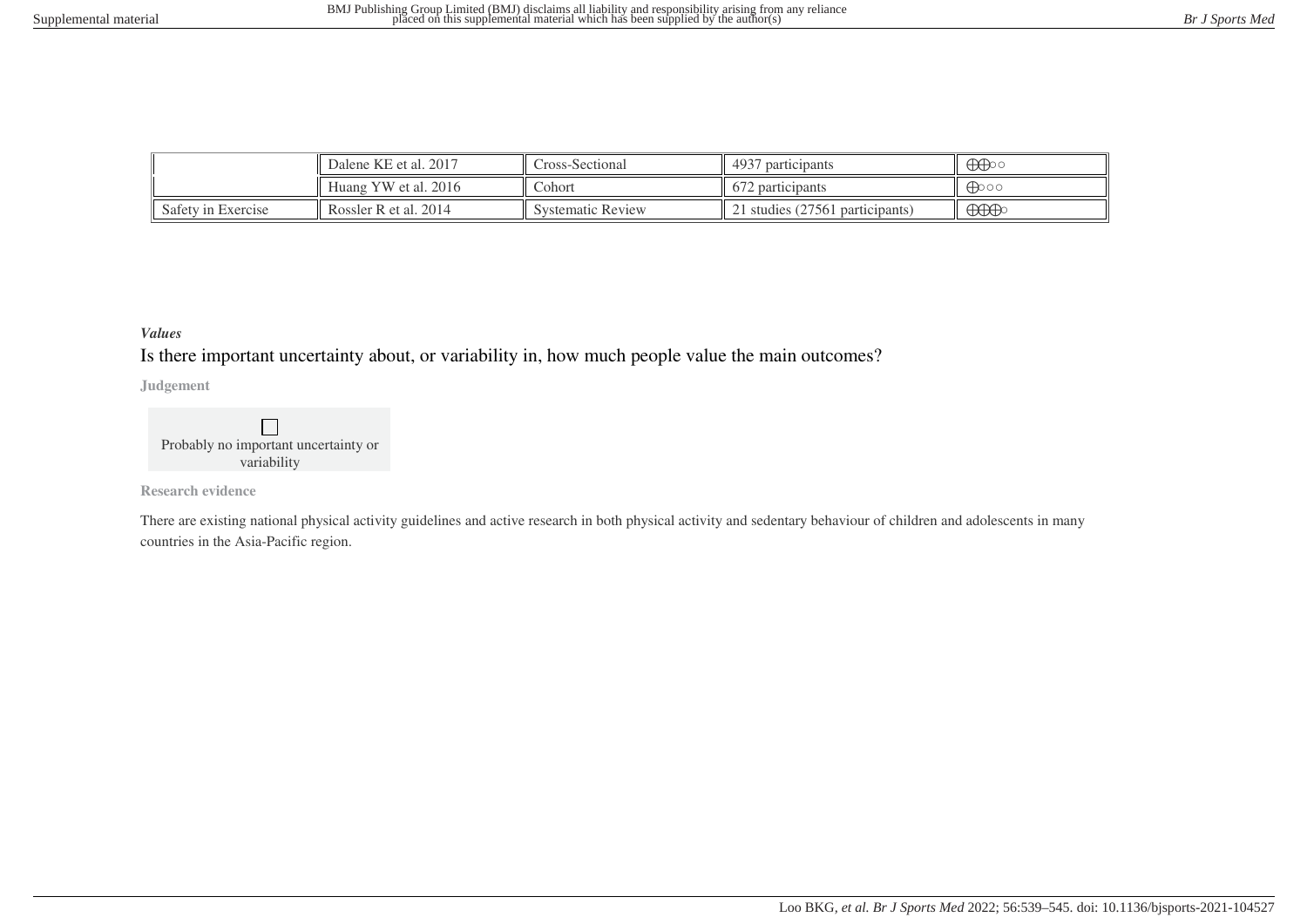| | | | | |
|---|---|---|---|---|
| | Dalene KE et al. 2017 | Cross-Sectional | 4937 participants | ⨁⨁◯◯ |
| | Huang YW et al. 2016 | Cohort | 672 participants | ⨁◯◯◯ |
| Safety in Exercise | Rossler R et al. 2014 | Systematic Review | 21 studies (27561 participants) | ⨁⨁⨁◯ |

***Values***

## Is there important uncertainty about, or variability in, how much people value the main outcomes?

**Judgement**

☐
Probably no important uncertainty or variability

**Research evidence**

There are existing national physical activity guidelines and active research in both physical activity and sedentary behaviour of children and adolescents in many countries in the Asia-Pacific region.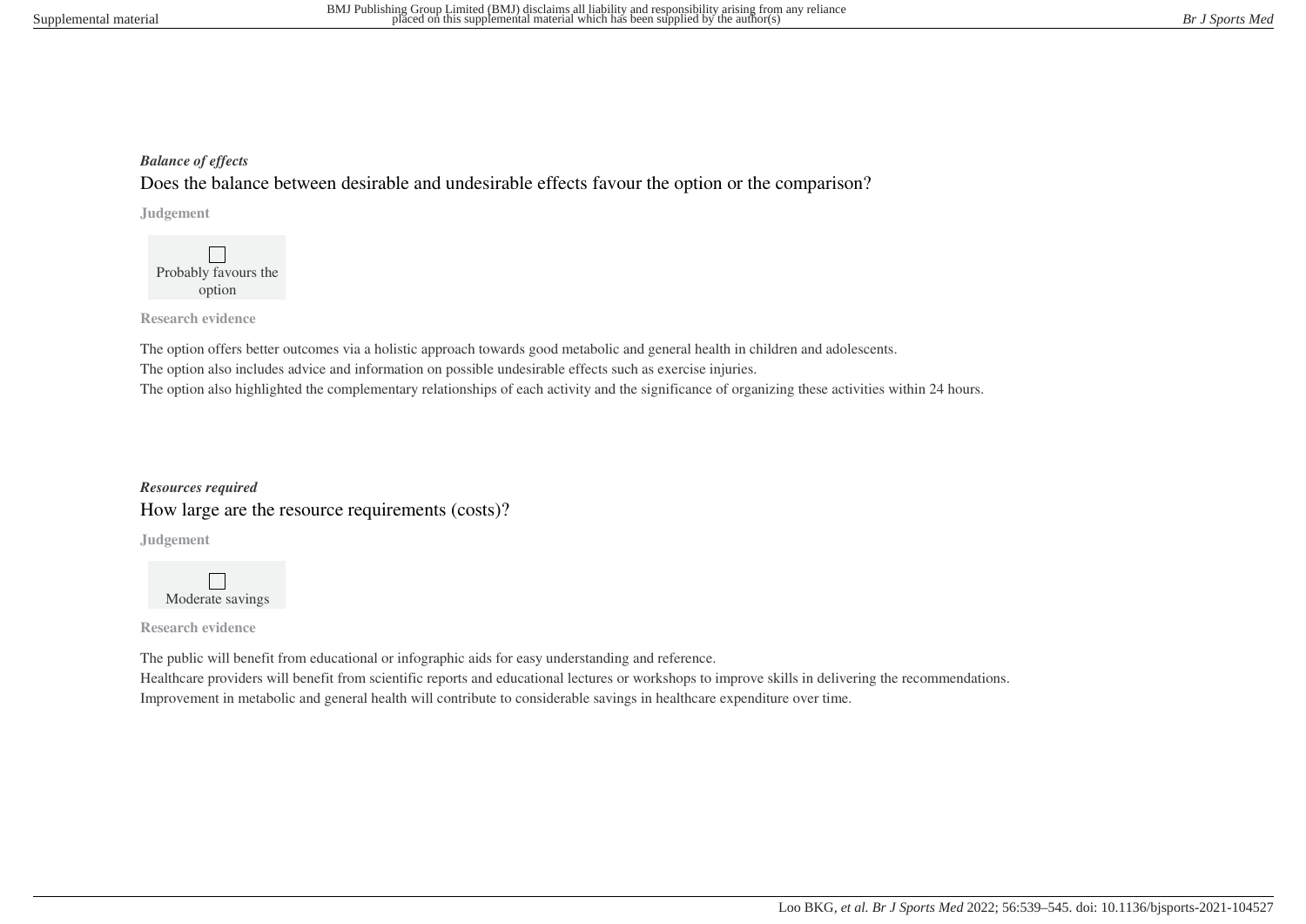***Balance of effects***

Does the balance between desirable and undesirable effects favour the option or the comparison?

**Judgement**

☐ Probably favours the option

**Research evidence**

The option offers better outcomes via a holistic approach towards good metabolic and general health in children and adolescents.
The option also includes advice and information on possible undesirable effects such as exercise injuries.
The option also highlighted the complementary relationships of each activity and the significance of organizing these activities within 24 hours.

***Resources required***

How large are the resource requirements (costs)?

**Judgement**

☐ Moderate savings

**Research evidence**

The public will benefit from educational or infographic aids for easy understanding and reference.
Healthcare providers will benefit from scientific reports and educational lectures or workshops to improve skills in delivering the recommendations.
Improvement in metabolic and general health will contribute to considerable savings in healthcare expenditure over time.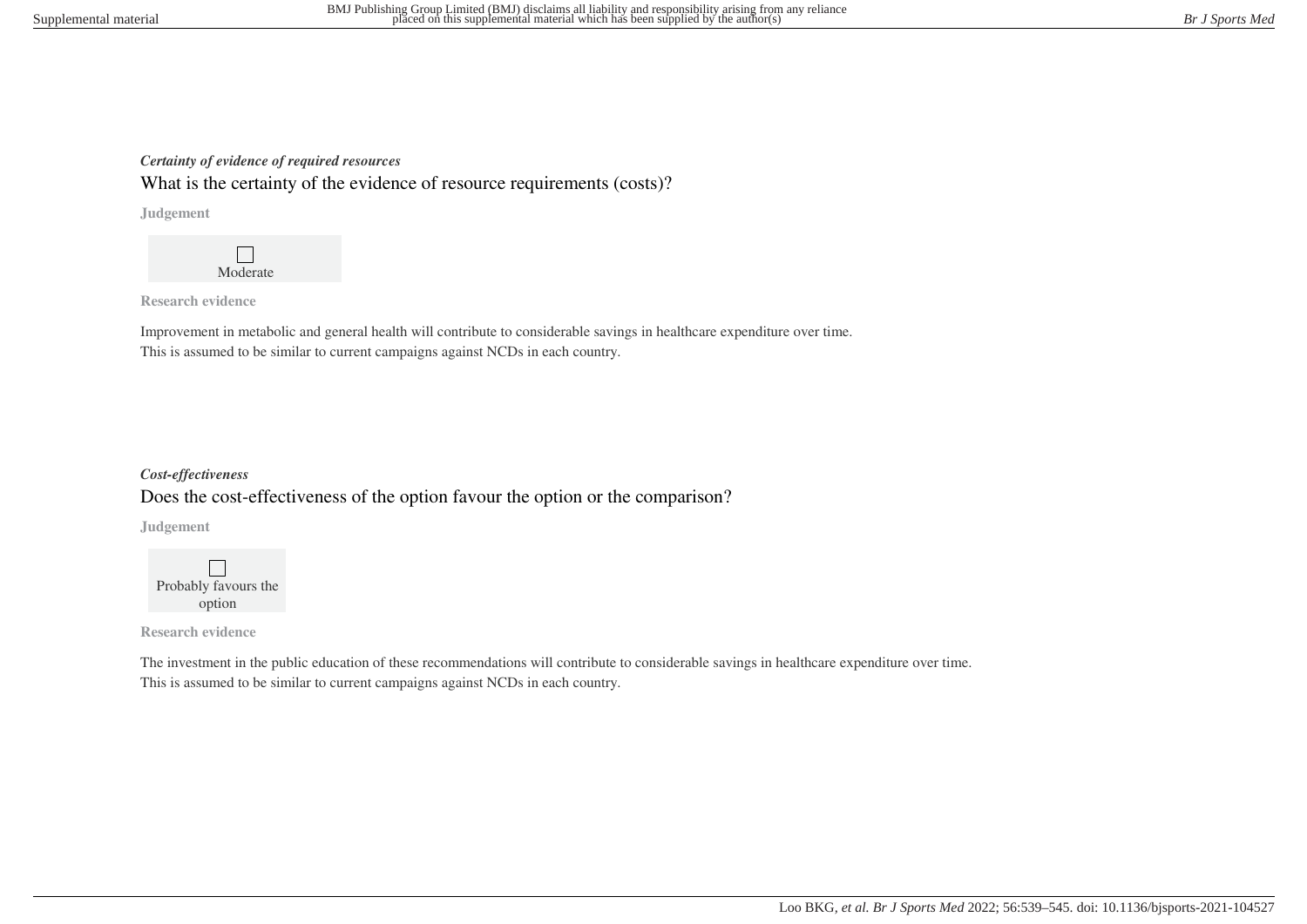*Certainty of evidence of required resources*

## What is the certainty of the evidence of resource requirements (costs)?

**Judgement**

☐ Moderate

**Research evidence**

Improvement in metabolic and general health will contribute to considerable savings in healthcare expenditure over time.
This is assumed to be similar to current campaigns against NCDs in each country.

*Cost-effectiveness*

## Does the cost-effectiveness of the option favour the option or the comparison?

**Judgement**

☐ Probably favours the option

**Research evidence**

The investment in the public education of these recommendations will contribute to considerable savings in healthcare expenditure over time.
This is assumed to be similar to current campaigns against NCDs in each country.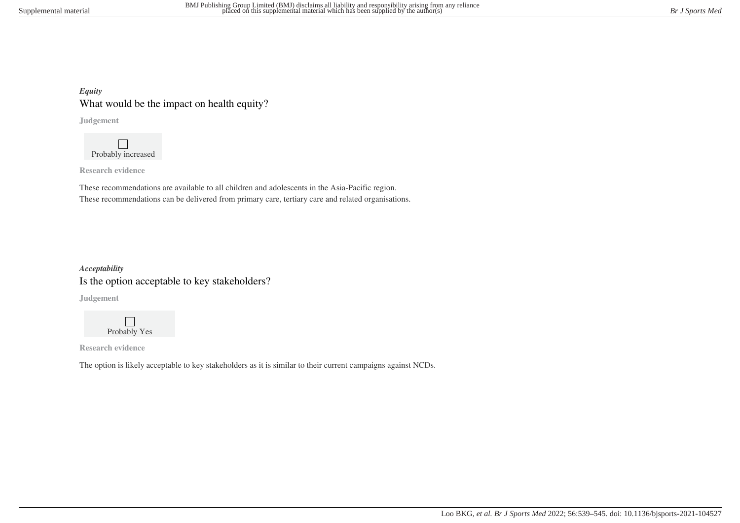***Equity***

## What would be the impact on health equity?

**Judgement**

☐ Probably increased

**Research evidence**

These recommendations are available to all children and adolescents in the Asia-Pacific region.
These recommendations can be delivered from primary care, tertiary care and related organisations.

***Acceptability***

## Is the option acceptable to key stakeholders?

**Judgement**

☐ Probably Yes

**Research evidence**

The option is likely acceptable to key stakeholders as it is similar to their current campaigns against NCDs.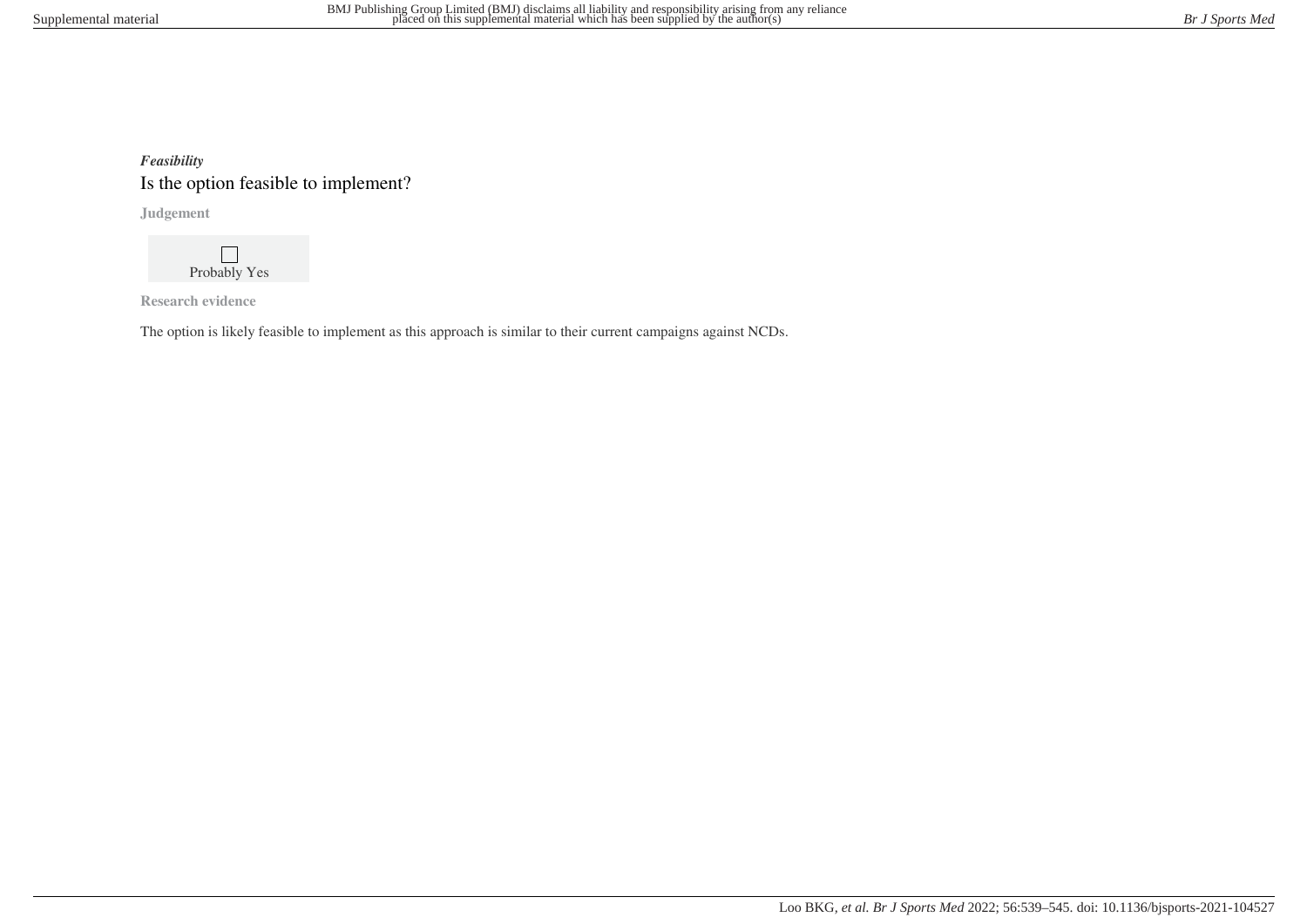***Feasibility***

## Is the option feasible to implement?

**Judgement**

☐
Probably Yes

**Research evidence**

The option is likely feasible to implement as this approach is similar to their current campaigns against NCDs.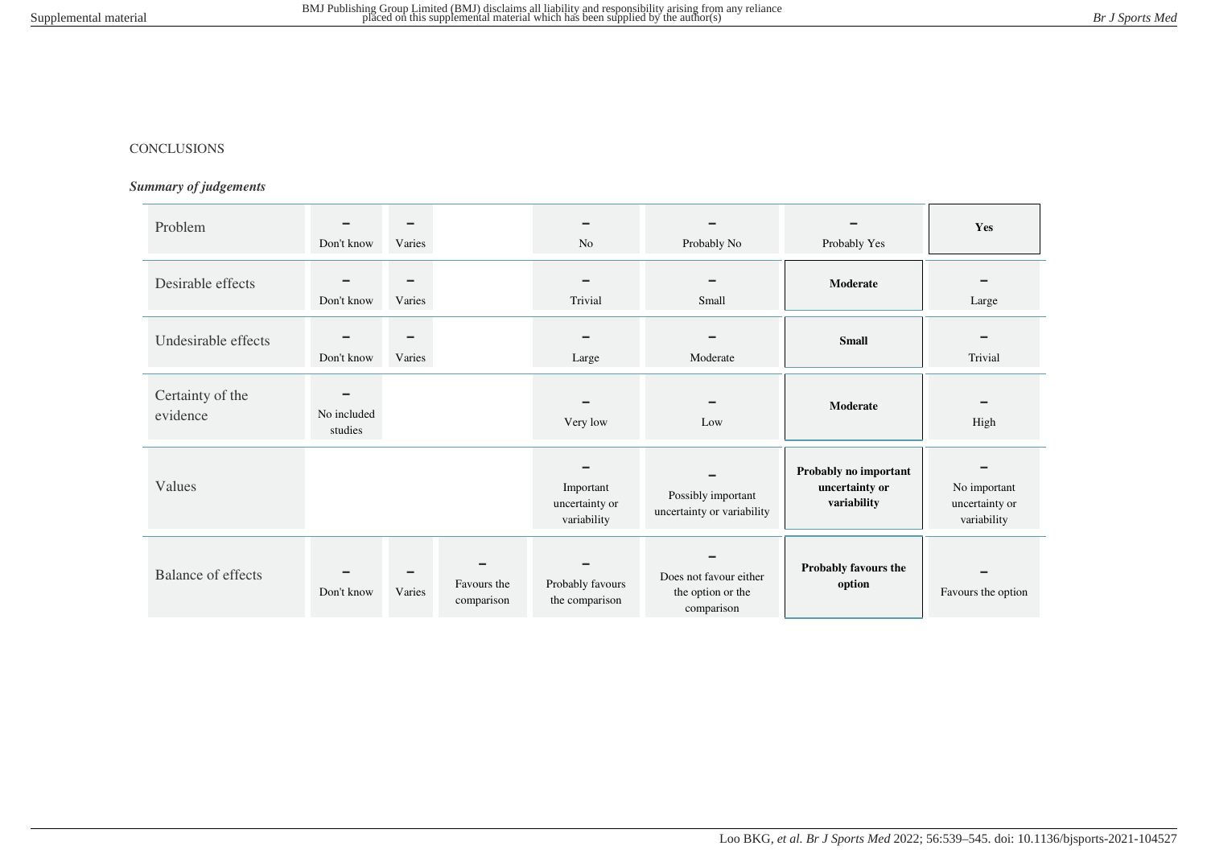CONCLUSIONS

***Summary of judgements***

| | | | | | | | |
|---|---|---|---|---|---|---|---|
| Problem | Don't know | Varies | | No | Probably No | Probably Yes | **Yes** |
| Desirable effects | Don't know | Varies | | Trivial | Small | **Moderate** | Large |
| Undesirable effects | Don't know | Varies | | Large | Moderate | **Small** | Trivial |
| Certainty of the evidence | No included studies | | | Very low | Low | **Moderate** | High |
| Values | | | | Important uncertainty or variability | Possibly important uncertainty or variability | **Probably no important uncertainty or variability** | No important uncertainty or variability |
| Balance of effects | Don't know | Varies | Favours the comparison | Probably favours the comparison | Does not favour either the option or the comparison | **Probably favours the option** | Favours the option |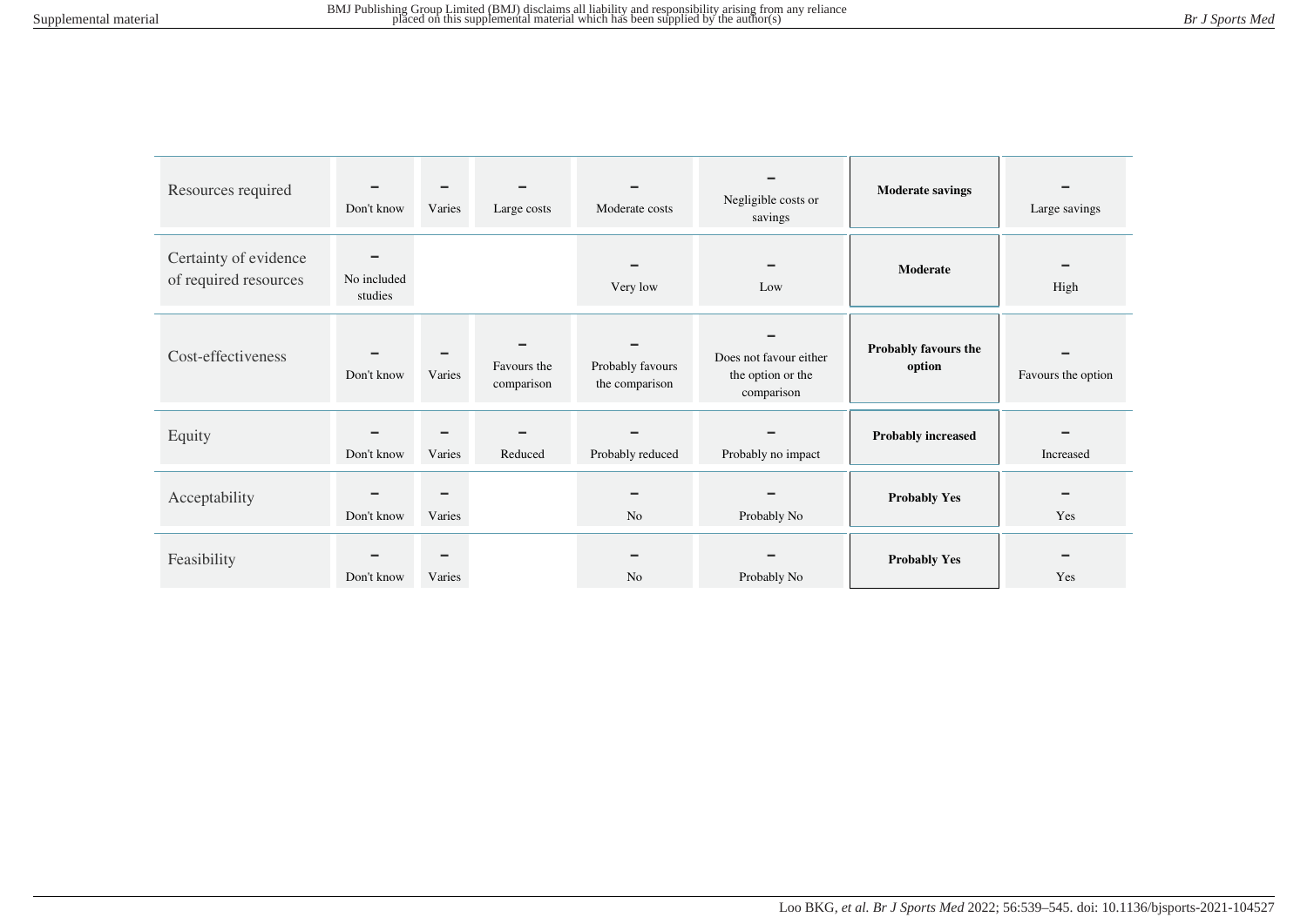| Resources required | Don't know | Varies | Large costs | Moderate costs | Negligible costs or savings | **Moderate savings** | Large savings |
|---|---|---|---|---|---|---|---|
| Certainty of evidence of required resources | No included studies | | | Very low | Low | **Moderate** | High |
| Cost-effectiveness | Don't know | Varies | Favours the comparison | Probably favours the comparison | Does not favour either the option or the comparison | **Probably favours the option** | Favours the option |
| Equity | Don't know | Varies | Reduced | Probably reduced | Probably no impact | **Probably increased** | Increased |
| Acceptability | Don't know | Varies | | No | Probably No | **Probably Yes** | Yes |
| Feasibility | Don't know | Varies | | No | Probably No | **Probably Yes** | Yes |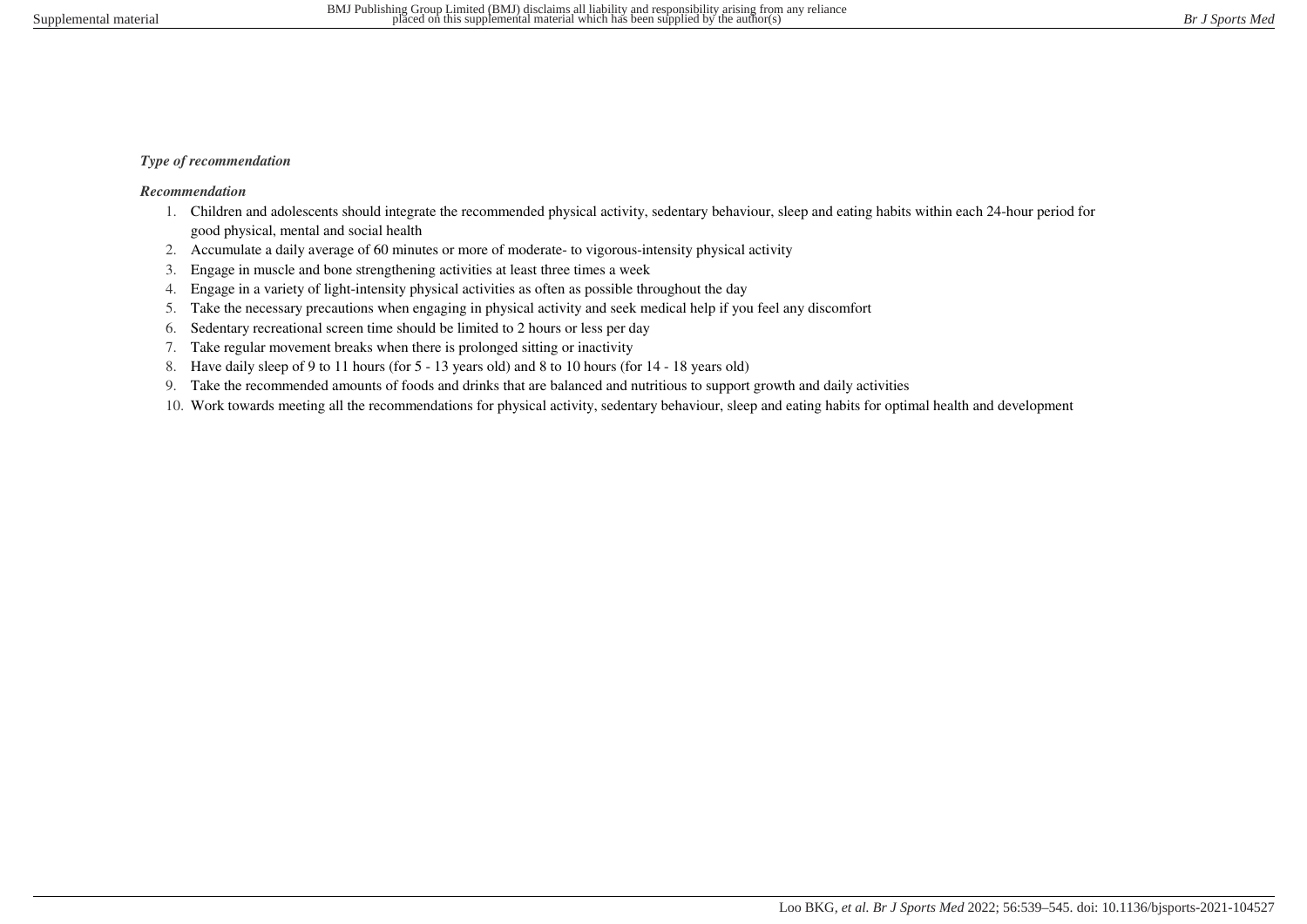***Type of recommendation***

***Recommendation***

1. Children and adolescents should integrate the recommended physical activity, sedentary behaviour, sleep and eating habits within each 24-hour period for good physical, mental and social health
2. Accumulate a daily average of 60 minutes or more of moderate- to vigorous-intensity physical activity
3. Engage in muscle and bone strengthening activities at least three times a week
4. Engage in a variety of light-intensity physical activities as often as possible throughout the day
5. Take the necessary precautions when engaging in physical activity and seek medical help if you feel any discomfort
6. Sedentary recreational screen time should be limited to 2 hours or less per day
7. Take regular movement breaks when there is prolonged sitting or inactivity
8. Have daily sleep of 9 to 11 hours (for 5 - 13 years old) and 8 to 10 hours (for 14 - 18 years old)
9. Take the recommended amounts of foods and drinks that are balanced and nutritious to support growth and daily activities
10. Work towards meeting all the recommendations for physical activity, sedentary behaviour, sleep and eating habits for optimal health and development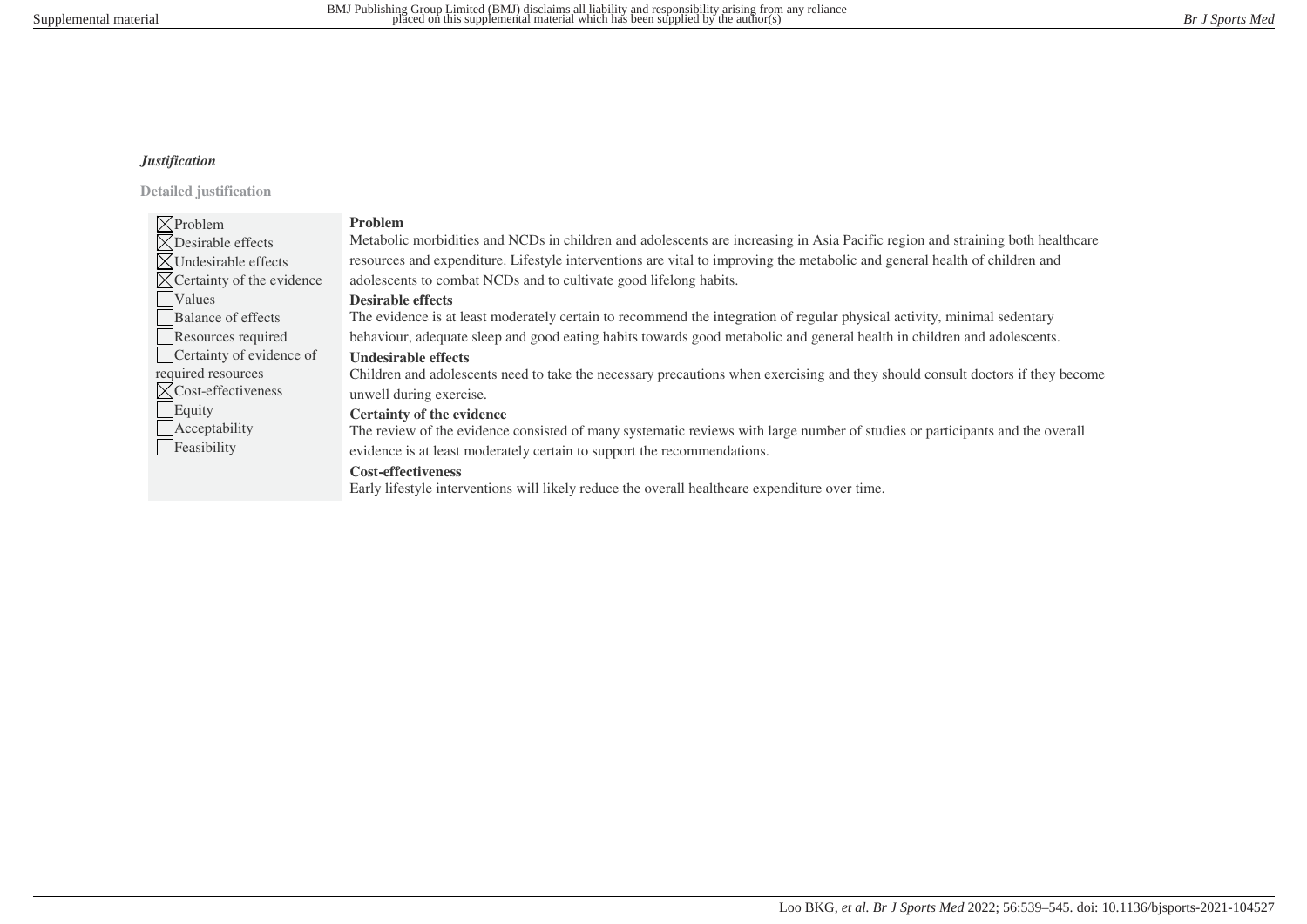*Justification*

**Detailed justification**

| | |
|---|---|
| ☒Problem<br>☒Desirable effects<br>☒Undesirable effects<br>☒Certainty of the evidence<br>☐Values<br>☐Balance of effects<br>☐Resources required<br>☐Certainty of evidence of required resources<br>☒Cost-effectiveness<br>☐Equity<br>☐Acceptability<br>☐Feasibility | **Problem**<br>Metabolic morbidities and NCDs in children and adolescents are increasing in Asia Pacific region and straining both healthcare resources and expenditure. Lifestyle interventions are vital to improving the metabolic and general health of children and adolescents to combat NCDs and to cultivate good lifelong habits.<br>**Desirable effects**<br>The evidence is at least moderately certain to recommend the integration of regular physical activity, minimal sedentary behaviour, adequate sleep and good eating habits towards good metabolic and general health in children and adolescents.<br>**Undesirable effects**<br>Children and adolescents need to take the necessary precautions when exercising and they should consult doctors if they become unwell during exercise.<br>**Certainty of the evidence**<br>The review of the evidence consisted of many systematic reviews with large number of studies or participants and the overall evidence is at least moderately certain to support the recommendations.<br>**Cost-effectiveness**<br>Early lifestyle interventions will likely reduce the overall healthcare expenditure over time. |